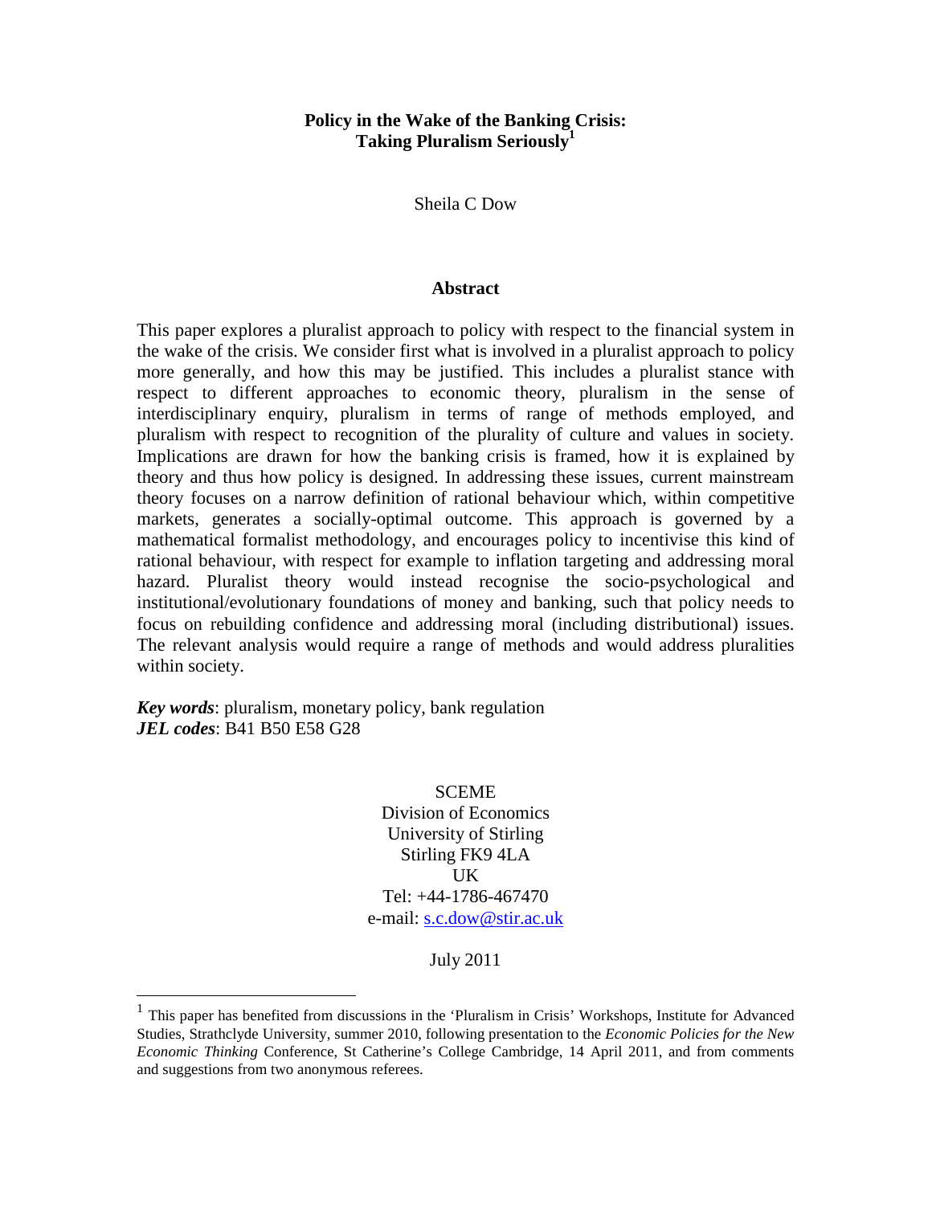# Policy in the Wake of the Banking Crisis: Taking Pluralism Seriously[1]

Sheila C Dow

## Abstract

This paper explores a pluralist approach to policy with respect to the financial system in the wake of the crisis. We consider first what is involved in a pluralist approach to policy more generally, and how this may be justified. This includes a pluralist stance with respect to different approaches to economic theory, pluralism in the sense of interdisciplinary enquiry, pluralism in terms of range of methods employed, and pluralism with respect to recognition of the plurality of culture and values in society. Implications are drawn for how the banking crisis is framed, how it is explained by theory and thus how policy is designed. In addressing these issues, current mainstream theory focuses on a narrow definition of rational behaviour which, within competitive markets, generates a socially-optimal outcome. This approach is governed by a mathematical formalist methodology, and encourages policy to incentivise this kind of rational behaviour, with respect for example to inflation targeting and addressing moral hazard. Pluralist theory would instead recognise the socio-psychological and institutional/evolutionary foundations of money and banking, such that policy needs to focus on rebuilding confidence and addressing moral (including distributional) issues. The relevant analysis would require a range of methods and would address pluralities within society.

***Key words***: pluralism, monetary policy, bank regulation
***JEL codes***: B41 B50 E58 G28

SCEME
Division of Economics
University of Stirling
Stirling FK9 4LA
UK
Tel: +44-1786-467470
e-mail: s.c.dow@stir.ac.uk

July 2011

[1] This paper has benefited from discussions in the 'Pluralism in Crisis' Workshops, Institute for Advanced Studies, Strathclyde University, summer 2010, following presentation to the *Economic Policies for the New Economic Thinking* Conference, St Catherine's College Cambridge, 14 April 2011, and from comments and suggestions from two anonymous referees.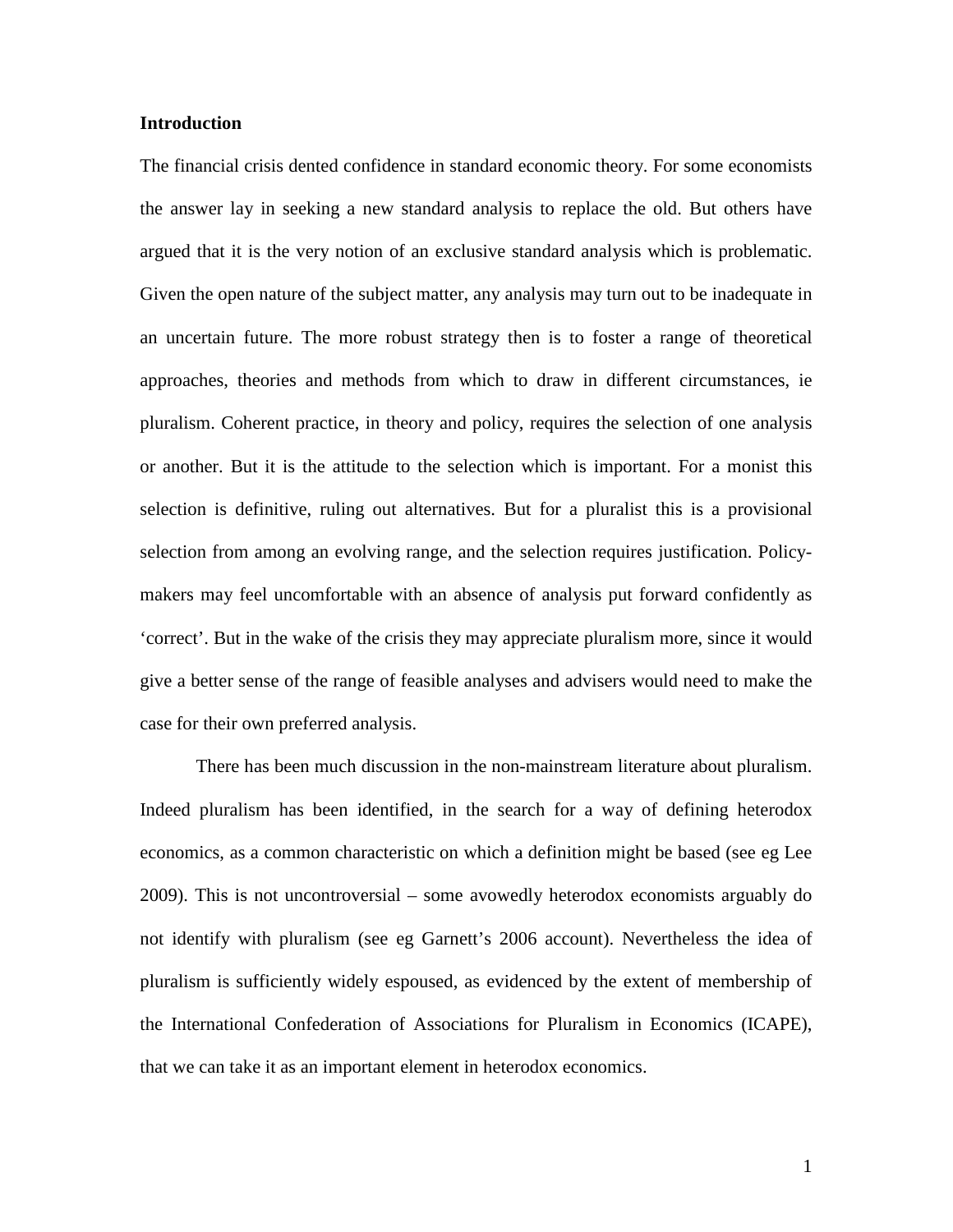**Introduction**

The financial crisis dented confidence in standard economic theory. For some economists the answer lay in seeking a new standard analysis to replace the old. But others have argued that it is the very notion of an exclusive standard analysis which is problematic. Given the open nature of the subject matter, any analysis may turn out to be inadequate in an uncertain future. The more robust strategy then is to foster a range of theoretical approaches, theories and methods from which to draw in different circumstances, ie pluralism. Coherent practice, in theory and policy, requires the selection of one analysis or another. But it is the attitude to the selection which is important. For a monist this selection is definitive, ruling out alternatives. But for a pluralist this is a provisional selection from among an evolving range, and the selection requires justification. Policy-makers may feel uncomfortable with an absence of analysis put forward confidently as 'correct'. But in the wake of the crisis they may appreciate pluralism more, since it would give a better sense of the range of feasible analyses and advisers would need to make the case for their own preferred analysis.

There has been much discussion in the non-mainstream literature about pluralism. Indeed pluralism has been identified, in the search for a way of defining heterodox economics, as a common characteristic on which a definition might be based (see eg Lee 2009). This is not uncontroversial – some avowedly heterodox economists arguably do not identify with pluralism (see eg Garnett's 2006 account). Nevertheless the idea of pluralism is sufficiently widely espoused, as evidenced by the extent of membership of the International Confederation of Associations for Pluralism in Economics (ICAPE), that we can take it as an important element in heterodox economics.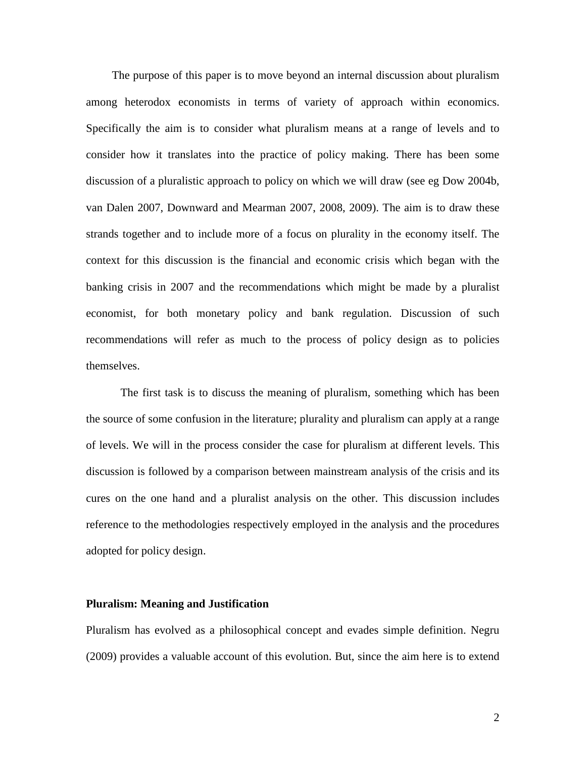The purpose of this paper is to move beyond an internal discussion about pluralism among heterodox economists in terms of variety of approach within economics. Specifically the aim is to consider what pluralism means at a range of levels and to consider how it translates into the practice of policy making. There has been some discussion of a pluralistic approach to policy on which we will draw (see eg Dow 2004b, van Dalen 2007, Downward and Mearman 2007, 2008, 2009). The aim is to draw these strands together and to include more of a focus on plurality in the economy itself. The context for this discussion is the financial and economic crisis which began with the banking crisis in 2007 and the recommendations which might be made by a pluralist economist, for both monetary policy and bank regulation. Discussion of such recommendations will refer as much to the process of policy design as to policies themselves.

The first task is to discuss the meaning of pluralism, something which has been the source of some confusion in the literature; plurality and pluralism can apply at a range of levels. We will in the process consider the case for pluralism at different levels. This discussion is followed by a comparison between mainstream analysis of the crisis and its cures on the one hand and a pluralist analysis on the other. This discussion includes reference to the methodologies respectively employed in the analysis and the procedures adopted for policy design.

**Pluralism: Meaning and Justification**

Pluralism has evolved as a philosophical concept and evades simple definition. Negru (2009) provides a valuable account of this evolution. But, since the aim here is to extend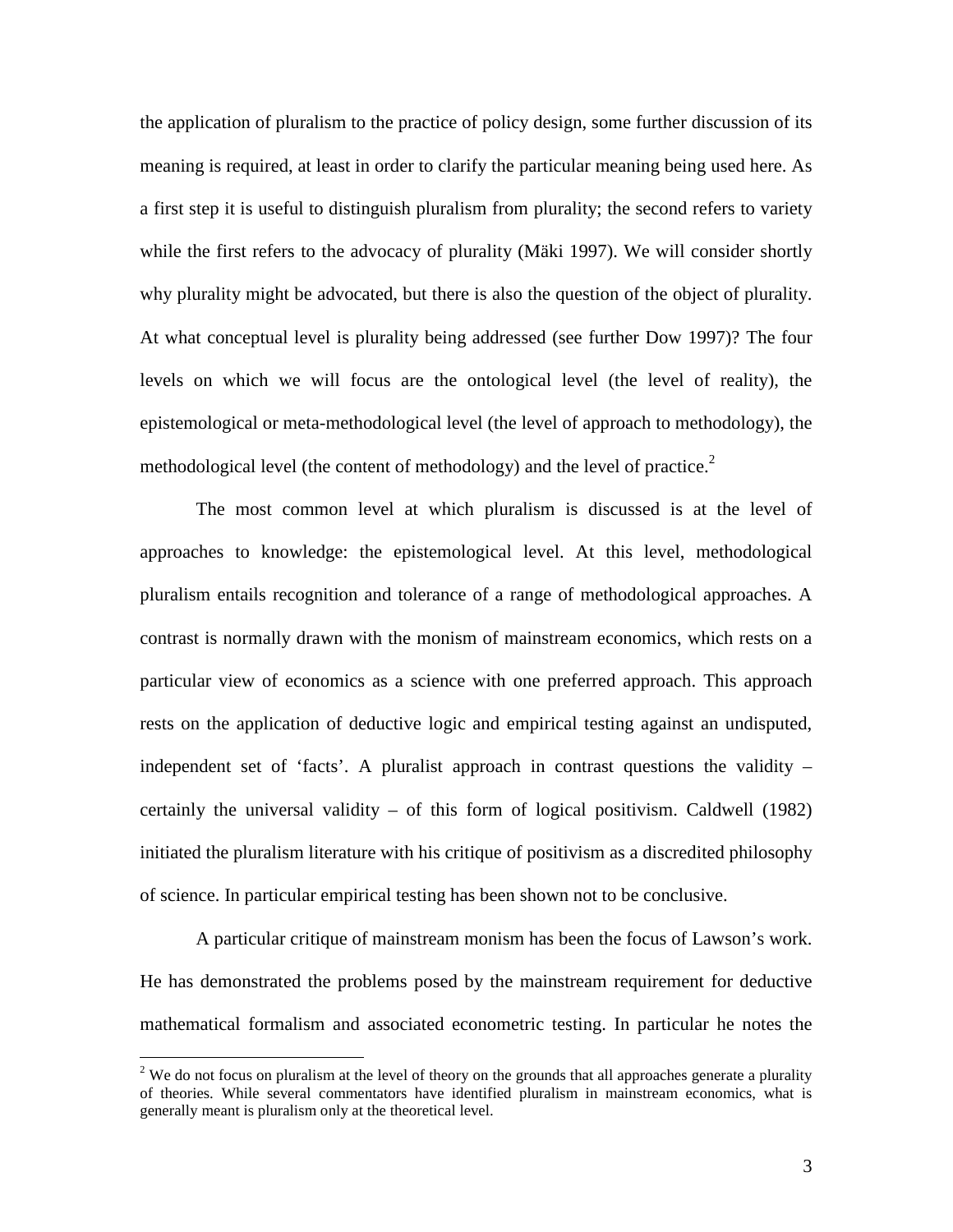the application of pluralism to the practice of policy design, some further discussion of its meaning is required, at least in order to clarify the particular meaning being used here. As a first step it is useful to distinguish pluralism from plurality; the second refers to variety while the first refers to the advocacy of plurality (Mäki 1997). We will consider shortly why plurality might be advocated, but there is also the question of the object of plurality. At what conceptual level is plurality being addressed (see further Dow 1997)? The four levels on which we will focus are the ontological level (the level of reality), the epistemological or meta-methodological level (the level of approach to methodology), the methodological level (the content of methodology) and the level of practice.[2]

The most common level at which pluralism is discussed is at the level of approaches to knowledge: the epistemological level. At this level, methodological pluralism entails recognition and tolerance of a range of methodological approaches. A contrast is normally drawn with the monism of mainstream economics, which rests on a particular view of economics as a science with one preferred approach. This approach rests on the application of deductive logic and empirical testing against an undisputed, independent set of 'facts'. A pluralist approach in contrast questions the validity – certainly the universal validity – of this form of logical positivism. Caldwell (1982) initiated the pluralism literature with his critique of positivism as a discredited philosophy of science. In particular empirical testing has been shown not to be conclusive.

A particular critique of mainstream monism has been the focus of Lawson's work. He has demonstrated the problems posed by the mainstream requirement for deductive mathematical formalism and associated econometric testing. In particular he notes the

[2] We do not focus on pluralism at the level of theory on the grounds that all approaches generate a plurality of theories. While several commentators have identified pluralism in mainstream economics, what is generally meant is pluralism only at the theoretical level.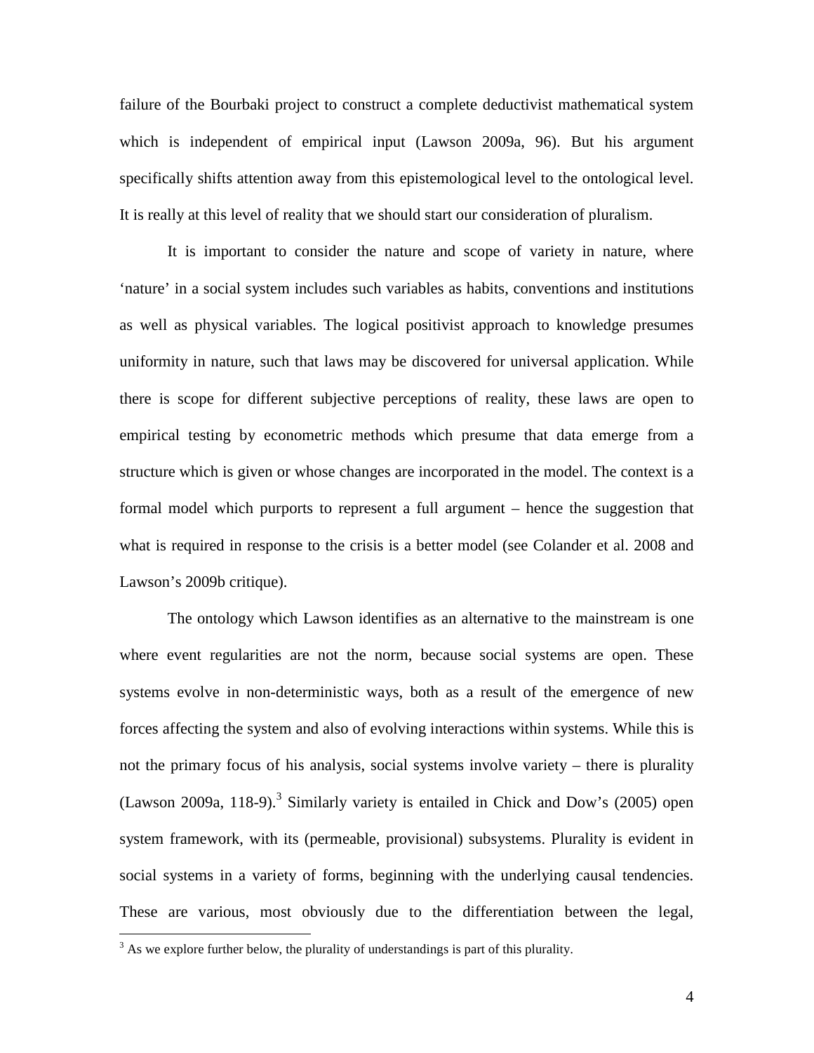failure of the Bourbaki project to construct a complete deductivist mathematical system which is independent of empirical input (Lawson 2009a, 96). But his argument specifically shifts attention away from this epistemological level to the ontological level. It is really at this level of reality that we should start our consideration of pluralism.

It is important to consider the nature and scope of variety in nature, where 'nature' in a social system includes such variables as habits, conventions and institutions as well as physical variables. The logical positivist approach to knowledge presumes uniformity in nature, such that laws may be discovered for universal application. While there is scope for different subjective perceptions of reality, these laws are open to empirical testing by econometric methods which presume that data emerge from a structure which is given or whose changes are incorporated in the model. The context is a formal model which purports to represent a full argument – hence the suggestion that what is required in response to the crisis is a better model (see Colander et al. 2008 and Lawson's 2009b critique).

The ontology which Lawson identifies as an alternative to the mainstream is one where event regularities are not the norm, because social systems are open. These systems evolve in non-deterministic ways, both as a result of the emergence of new forces affecting the system and also of evolving interactions within systems. While this is not the primary focus of his analysis, social systems involve variety – there is plurality (Lawson 2009a, 118-9).[3] Similarly variety is entailed in Chick and Dow's (2005) open system framework, with its (permeable, provisional) subsystems. Plurality is evident in social systems in a variety of forms, beginning with the underlying causal tendencies. These are various, most obviously due to the differentiation between the legal,

[3] As we explore further below, the plurality of understandings is part of this plurality.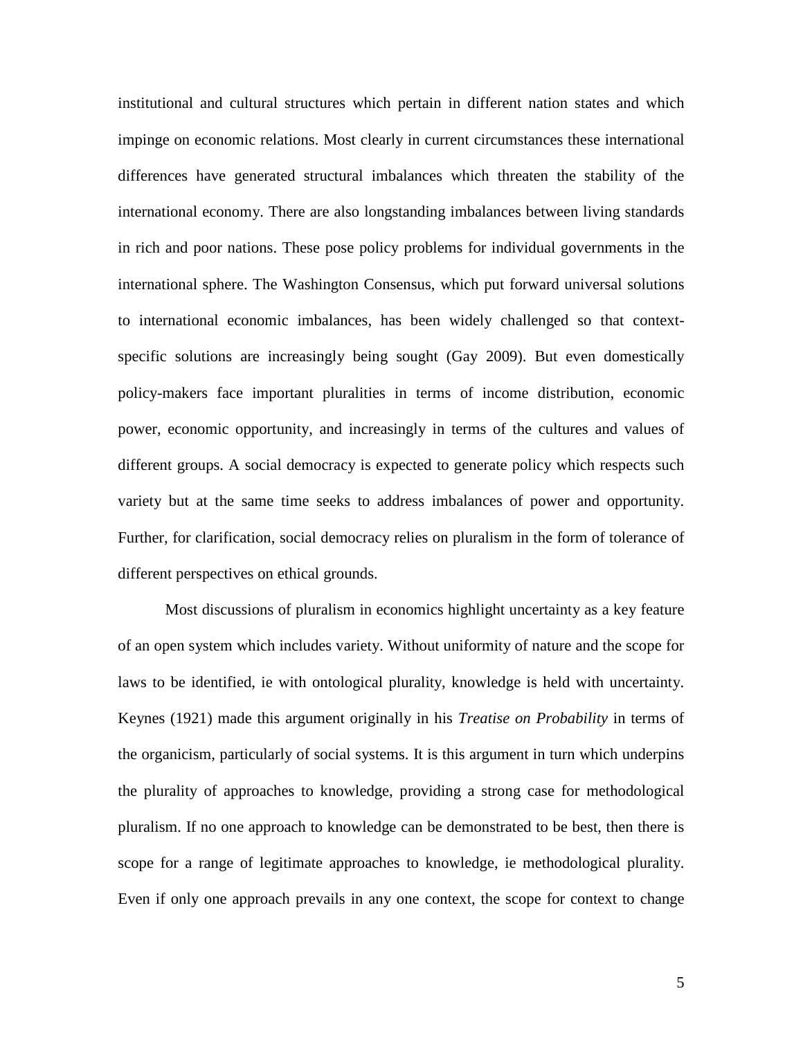institutional and cultural structures which pertain in different nation states and which impinge on economic relations. Most clearly in current circumstances these international differences have generated structural imbalances which threaten the stability of the international economy. There are also longstanding imbalances between living standards in rich and poor nations. These pose policy problems for individual governments in the international sphere. The Washington Consensus, which put forward universal solutions to international economic imbalances, has been widely challenged so that context-specific solutions are increasingly being sought (Gay 2009). But even domestically policy-makers face important pluralities in terms of income distribution, economic power, economic opportunity, and increasingly in terms of the cultures and values of different groups. A social democracy is expected to generate policy which respects such variety but at the same time seeks to address imbalances of power and opportunity. Further, for clarification, social democracy relies on pluralism in the form of tolerance of different perspectives on ethical grounds.

Most discussions of pluralism in economics highlight uncertainty as a key feature of an open system which includes variety. Without uniformity of nature and the scope for laws to be identified, ie with ontological plurality, knowledge is held with uncertainty. Keynes (1921) made this argument originally in his *Treatise on Probability* in terms of the organicism, particularly of social systems. It is this argument in turn which underpins the plurality of approaches to knowledge, providing a strong case for methodological pluralism. If no one approach to knowledge can be demonstrated to be best, then there is scope for a range of legitimate approaches to knowledge, ie methodological plurality. Even if only one approach prevails in any one context, the scope for context to change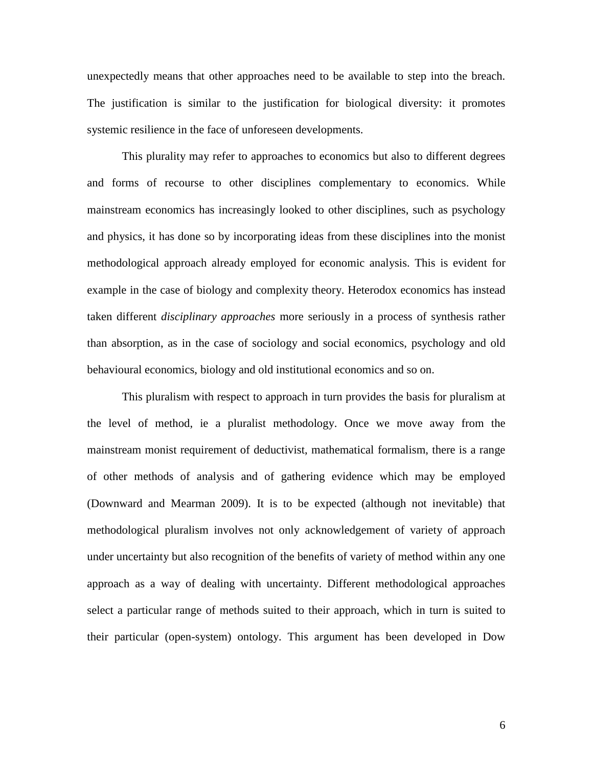unexpectedly means that other approaches need to be available to step into the breach. The justification is similar to the justification for biological diversity: it promotes systemic resilience in the face of unforeseen developments.

This plurality may refer to approaches to economics but also to different degrees and forms of recourse to other disciplines complementary to economics. While mainstream economics has increasingly looked to other disciplines, such as psychology and physics, it has done so by incorporating ideas from these disciplines into the monist methodological approach already employed for economic analysis. This is evident for example in the case of biology and complexity theory. Heterodox economics has instead taken different *disciplinary approaches* more seriously in a process of synthesis rather than absorption, as in the case of sociology and social economics, psychology and old behavioural economics, biology and old institutional economics and so on.

This pluralism with respect to approach in turn provides the basis for pluralism at the level of method, ie a pluralist methodology. Once we move away from the mainstream monist requirement of deductivist, mathematical formalism, there is a range of other methods of analysis and of gathering evidence which may be employed (Downward and Mearman 2009). It is to be expected (although not inevitable) that methodological pluralism involves not only acknowledgement of variety of approach under uncertainty but also recognition of the benefits of variety of method within any one approach as a way of dealing with uncertainty. Different methodological approaches select a particular range of methods suited to their approach, which in turn is suited to their particular (open-system) ontology. This argument has been developed in Dow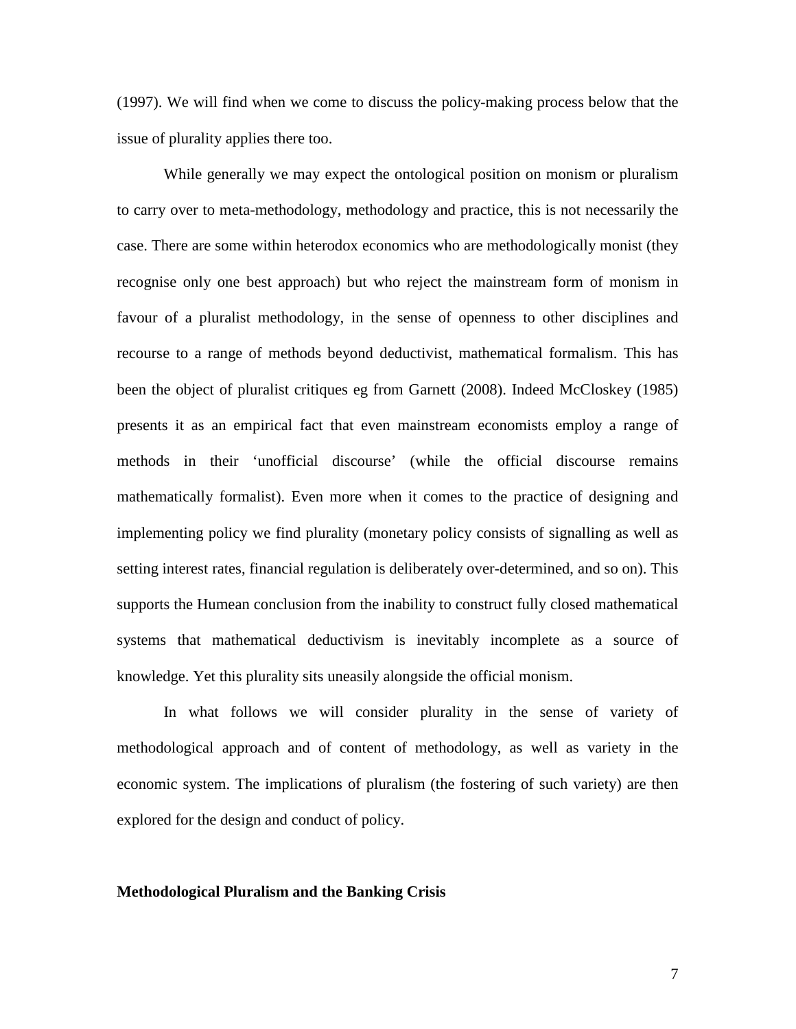(1997). We will find when we come to discuss the policy-making process below that the issue of plurality applies there too.

While generally we may expect the ontological position on monism or pluralism to carry over to meta-methodology, methodology and practice, this is not necessarily the case. There are some within heterodox economics who are methodologically monist (they recognise only one best approach) but who reject the mainstream form of monism in favour of a pluralist methodology, in the sense of openness to other disciplines and recourse to a range of methods beyond deductivist, mathematical formalism. This has been the object of pluralist critiques eg from Garnett (2008). Indeed McCloskey (1985) presents it as an empirical fact that even mainstream economists employ a range of methods in their 'unofficial discourse' (while the official discourse remains mathematically formalist). Even more when it comes to the practice of designing and implementing policy we find plurality (monetary policy consists of signalling as well as setting interest rates, financial regulation is deliberately over-determined, and so on). This supports the Humean conclusion from the inability to construct fully closed mathematical systems that mathematical deductivism is inevitably incomplete as a source of knowledge. Yet this plurality sits uneasily alongside the official monism.

In what follows we will consider plurality in the sense of variety of methodological approach and of content of methodology, as well as variety in the economic system. The implications of pluralism (the fostering of such variety) are then explored for the design and conduct of policy.

**Methodological Pluralism and the Banking Crisis**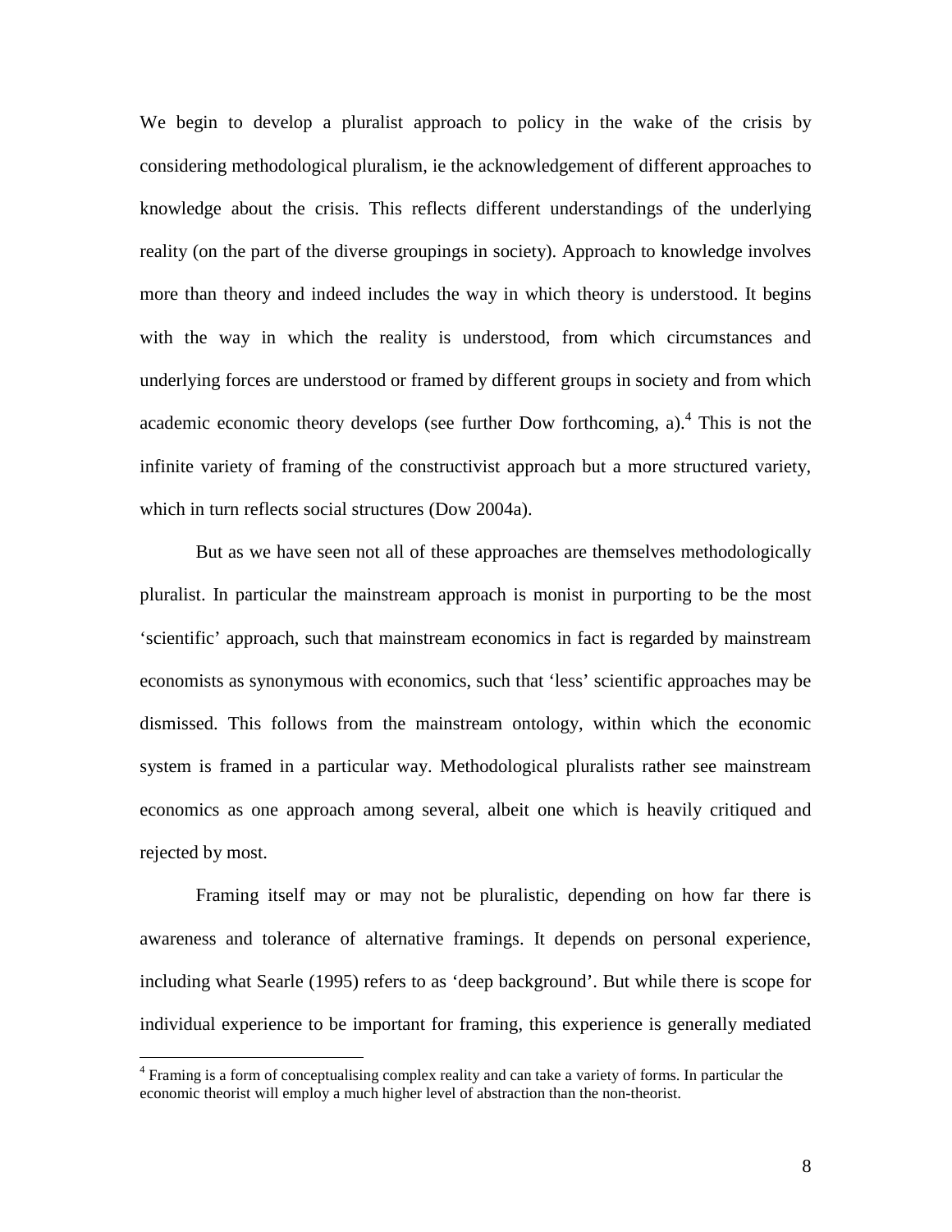We begin to develop a pluralist approach to policy in the wake of the crisis by considering methodological pluralism, ie the acknowledgement of different approaches to knowledge about the crisis. This reflects different understandings of the underlying reality (on the part of the diverse groupings in society). Approach to knowledge involves more than theory and indeed includes the way in which theory is understood. It begins with the way in which the reality is understood, from which circumstances and underlying forces are understood or framed by different groups in society and from which academic economic theory develops (see further Dow forthcoming, a).[4] This is not the infinite variety of framing of the constructivist approach but a more structured variety, which in turn reflects social structures (Dow 2004a).

But as we have seen not all of these approaches are themselves methodologically pluralist. In particular the mainstream approach is monist in purporting to be the most 'scientific' approach, such that mainstream economics in fact is regarded by mainstream economists as synonymous with economics, such that 'less' scientific approaches may be dismissed. This follows from the mainstream ontology, within which the economic system is framed in a particular way. Methodological pluralists rather see mainstream economics as one approach among several, albeit one which is heavily critiqued and rejected by most.

Framing itself may or may not be pluralistic, depending on how far there is awareness and tolerance of alternative framings. It depends on personal experience, including what Searle (1995) refers to as 'deep background'. But while there is scope for individual experience to be important for framing, this experience is generally mediated

[4] Framing is a form of conceptualising complex reality and can take a variety of forms. In particular the economic theorist will employ a much higher level of abstraction than the non-theorist.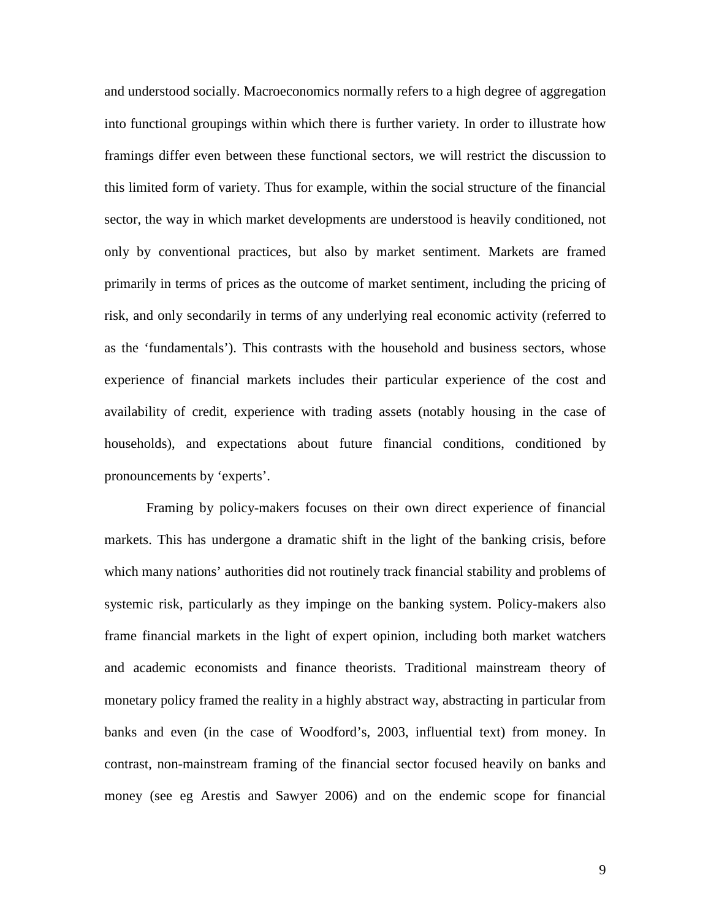and understood socially. Macroeconomics normally refers to a high degree of aggregation into functional groupings within which there is further variety. In order to illustrate how framings differ even between these functional sectors, we will restrict the discussion to this limited form of variety. Thus for example, within the social structure of the financial sector, the way in which market developments are understood is heavily conditioned, not only by conventional practices, but also by market sentiment. Markets are framed primarily in terms of prices as the outcome of market sentiment, including the pricing of risk, and only secondarily in terms of any underlying real economic activity (referred to as the 'fundamentals'). This contrasts with the household and business sectors, whose experience of financial markets includes their particular experience of the cost and availability of credit, experience with trading assets (notably housing in the case of households), and expectations about future financial conditions, conditioned by pronouncements by 'experts'.

Framing by policy-makers focuses on their own direct experience of financial markets. This has undergone a dramatic shift in the light of the banking crisis, before which many nations' authorities did not routinely track financial stability and problems of systemic risk, particularly as they impinge on the banking system. Policy-makers also frame financial markets in the light of expert opinion, including both market watchers and academic economists and finance theorists. Traditional mainstream theory of monetary policy framed the reality in a highly abstract way, abstracting in particular from banks and even (in the case of Woodford's, 2003, influential text) from money. In contrast, non-mainstream framing of the financial sector focused heavily on banks and money (see eg Arestis and Sawyer 2006) and on the endemic scope for financial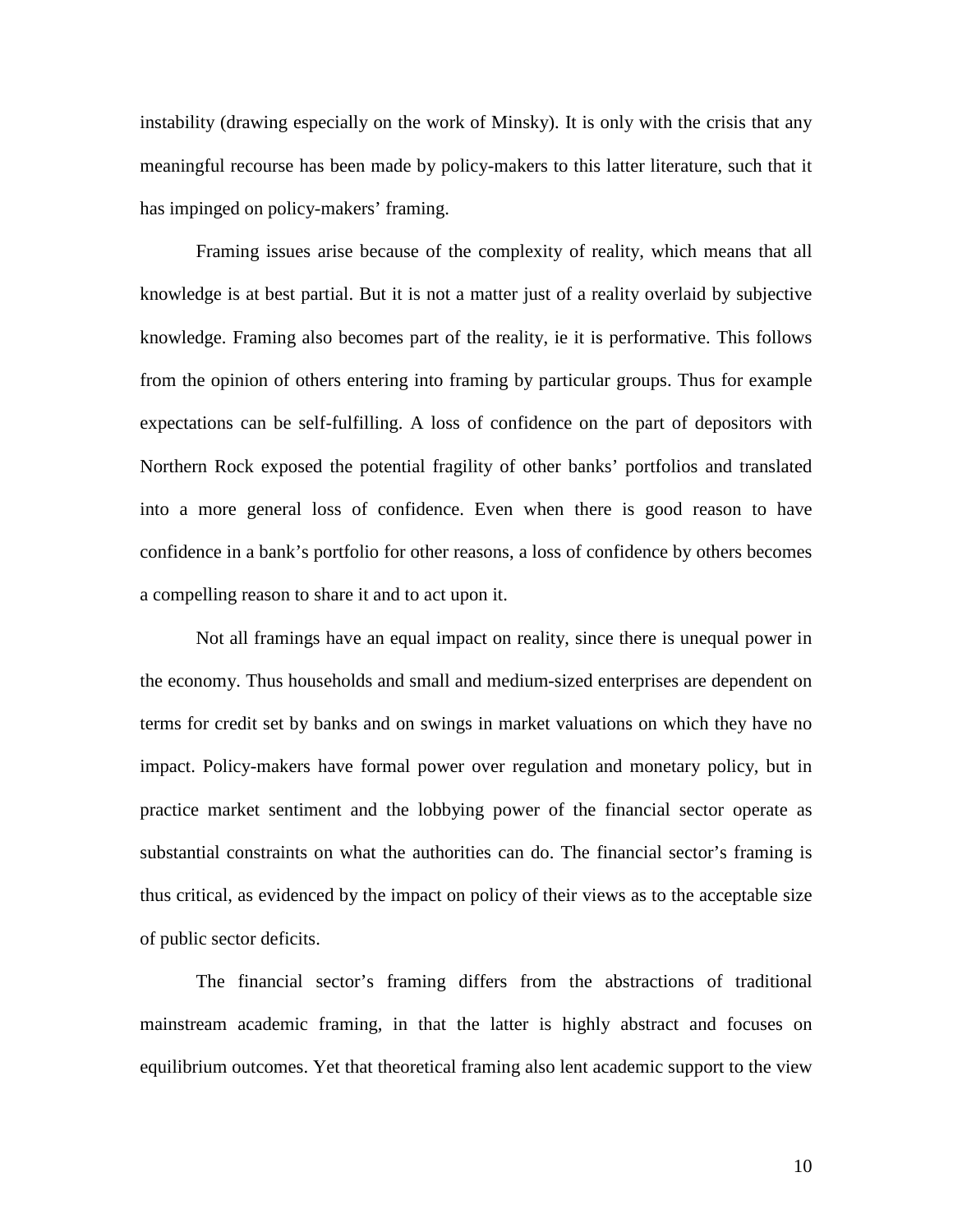instability (drawing especially on the work of Minsky). It is only with the crisis that any meaningful recourse has been made by policy-makers to this latter literature, such that it has impinged on policy-makers' framing.

Framing issues arise because of the complexity of reality, which means that all knowledge is at best partial. But it is not a matter just of a reality overlaid by subjective knowledge. Framing also becomes part of the reality, ie it is performative. This follows from the opinion of others entering into framing by particular groups. Thus for example expectations can be self-fulfilling. A loss of confidence on the part of depositors with Northern Rock exposed the potential fragility of other banks' portfolios and translated into a more general loss of confidence. Even when there is good reason to have confidence in a bank's portfolio for other reasons, a loss of confidence by others becomes a compelling reason to share it and to act upon it.

Not all framings have an equal impact on reality, since there is unequal power in the economy. Thus households and small and medium-sized enterprises are dependent on terms for credit set by banks and on swings in market valuations on which they have no impact. Policy-makers have formal power over regulation and monetary policy, but in practice market sentiment and the lobbying power of the financial sector operate as substantial constraints on what the authorities can do. The financial sector's framing is thus critical, as evidenced by the impact on policy of their views as to the acceptable size of public sector deficits.

The financial sector's framing differs from the abstractions of traditional mainstream academic framing, in that the latter is highly abstract and focuses on equilibrium outcomes. Yet that theoretical framing also lent academic support to the view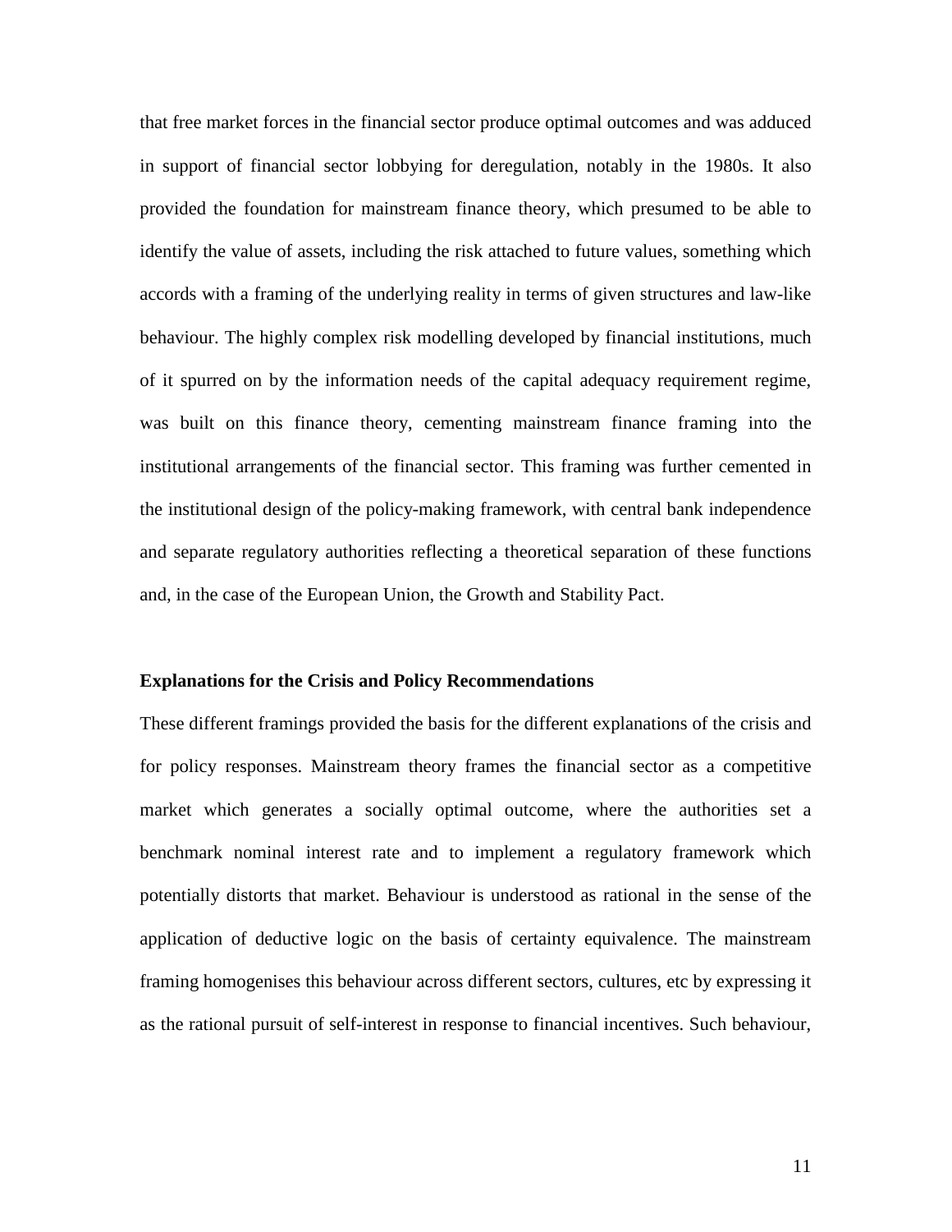that free market forces in the financial sector produce optimal outcomes and was adduced in support of financial sector lobbying for deregulation, notably in the 1980s. It also provided the foundation for mainstream finance theory, which presumed to be able to identify the value of assets, including the risk attached to future values, something which accords with a framing of the underlying reality in terms of given structures and law-like behaviour. The highly complex risk modelling developed by financial institutions, much of it spurred on by the information needs of the capital adequacy requirement regime, was built on this finance theory, cementing mainstream finance framing into the institutional arrangements of the financial sector. This framing was further cemented in the institutional design of the policy-making framework, with central bank independence and separate regulatory authorities reflecting a theoretical separation of these functions and, in the case of the European Union, the Growth and Stability Pact.

**Explanations for the Crisis and Policy Recommendations**

These different framings provided the basis for the different explanations of the crisis and for policy responses. Mainstream theory frames the financial sector as a competitive market which generates a socially optimal outcome, where the authorities set a benchmark nominal interest rate and to implement a regulatory framework which potentially distorts that market. Behaviour is understood as rational in the sense of the application of deductive logic on the basis of certainty equivalence. The mainstream framing homogenises this behaviour across different sectors, cultures, etc by expressing it as the rational pursuit of self-interest in response to financial incentives. Such behaviour,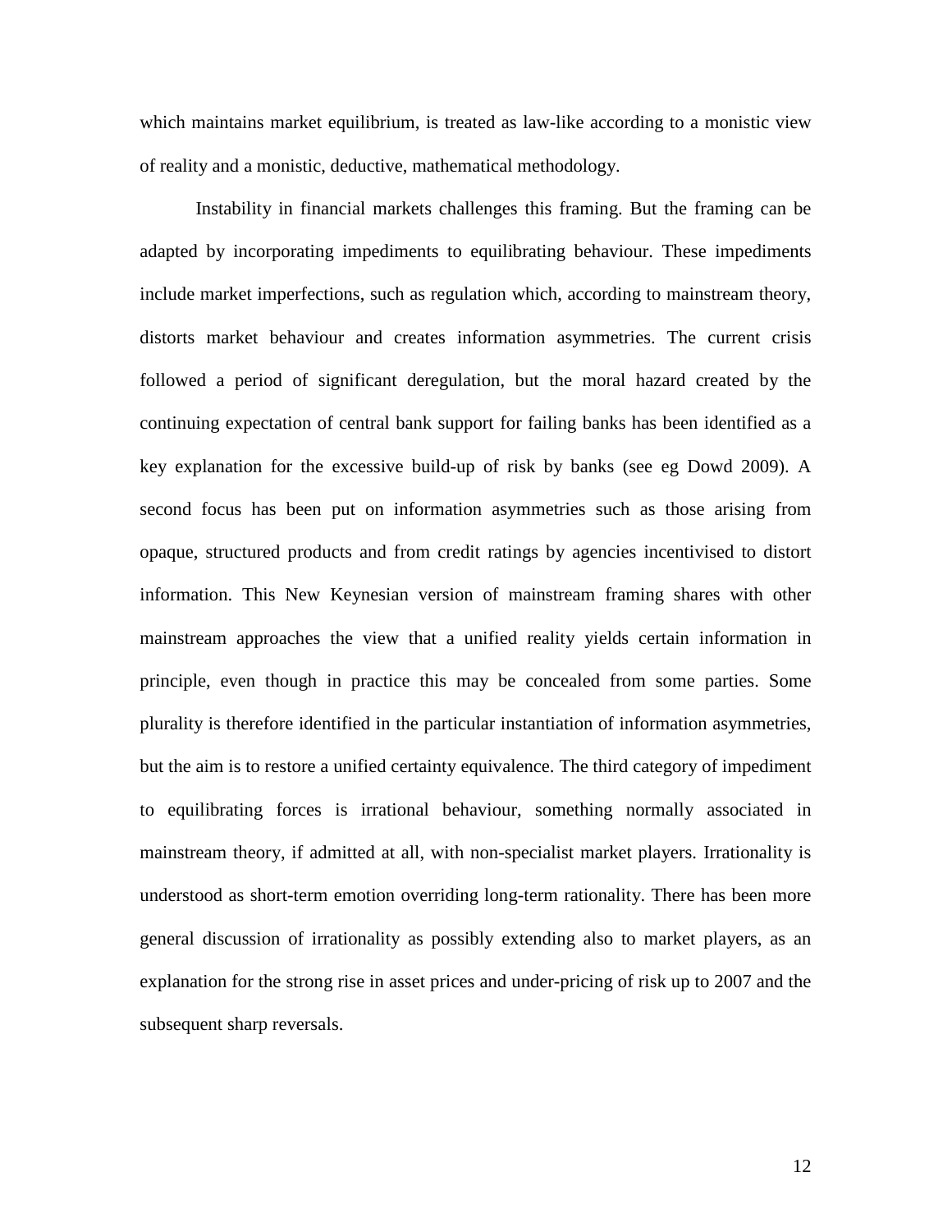which maintains market equilibrium, is treated as law-like according to a monistic view of reality and a monistic, deductive, mathematical methodology.

Instability in financial markets challenges this framing. But the framing can be adapted by incorporating impediments to equilibrating behaviour. These impediments include market imperfections, such as regulation which, according to mainstream theory, distorts market behaviour and creates information asymmetries. The current crisis followed a period of significant deregulation, but the moral hazard created by the continuing expectation of central bank support for failing banks has been identified as a key explanation for the excessive build-up of risk by banks (see eg Dowd 2009). A second focus has been put on information asymmetries such as those arising from opaque, structured products and from credit ratings by agencies incentivised to distort information. This New Keynesian version of mainstream framing shares with other mainstream approaches the view that a unified reality yields certain information in principle, even though in practice this may be concealed from some parties. Some plurality is therefore identified in the particular instantiation of information asymmetries, but the aim is to restore a unified certainty equivalence. The third category of impediment to equilibrating forces is irrational behaviour, something normally associated in mainstream theory, if admitted at all, with non-specialist market players. Irrationality is understood as short-term emotion overriding long-term rationality. There has been more general discussion of irrationality as possibly extending also to market players, as an explanation for the strong rise in asset prices and under-pricing of risk up to 2007 and the subsequent sharp reversals.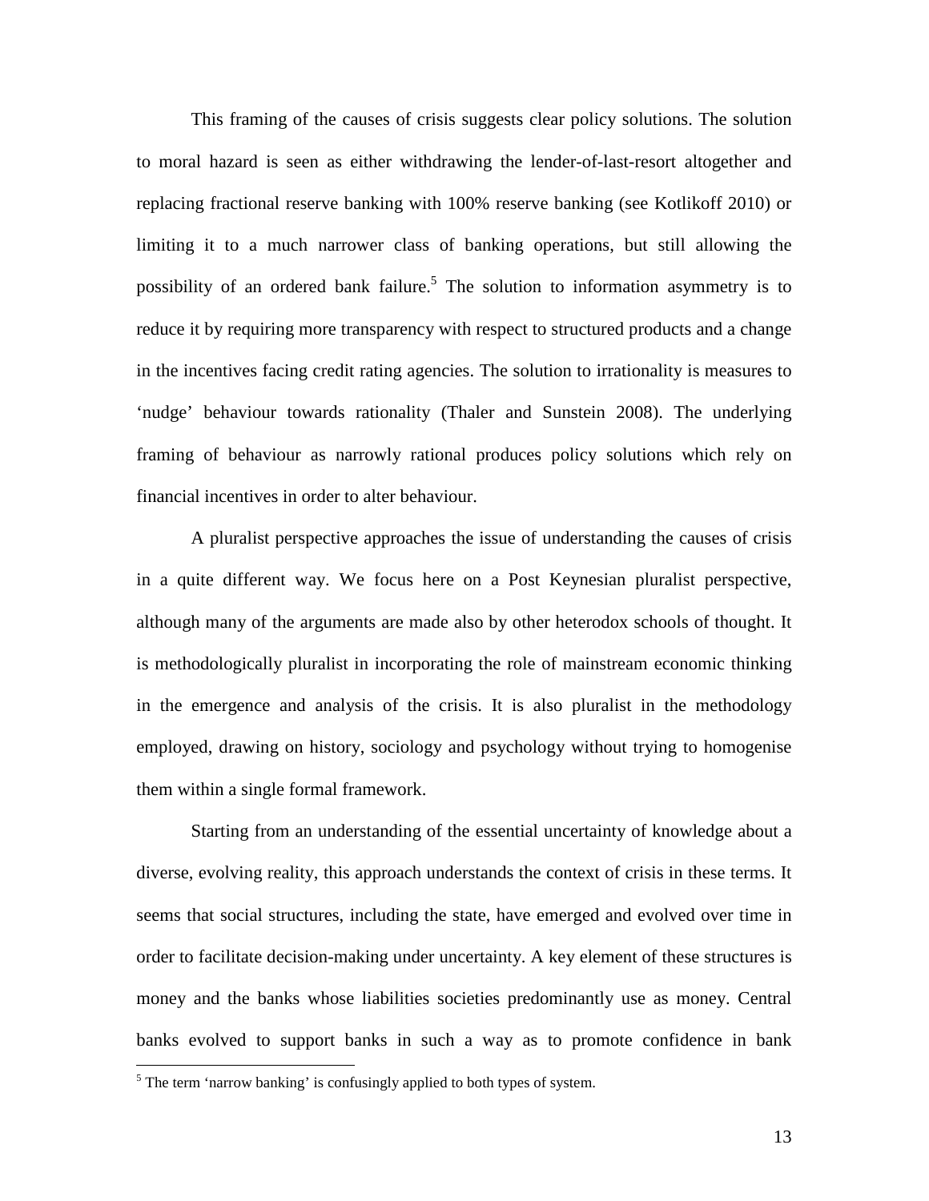This framing of the causes of crisis suggests clear policy solutions. The solution to moral hazard is seen as either withdrawing the lender-of-last-resort altogether and replacing fractional reserve banking with 100% reserve banking (see Kotlikoff 2010) or limiting it to a much narrower class of banking operations, but still allowing the possibility of an ordered bank failure.[5] The solution to information asymmetry is to reduce it by requiring more transparency with respect to structured products and a change in the incentives facing credit rating agencies. The solution to irrationality is measures to 'nudge' behaviour towards rationality (Thaler and Sunstein 2008). The underlying framing of behaviour as narrowly rational produces policy solutions which rely on financial incentives in order to alter behaviour.

A pluralist perspective approaches the issue of understanding the causes of crisis in a quite different way. We focus here on a Post Keynesian pluralist perspective, although many of the arguments are made also by other heterodox schools of thought. It is methodologically pluralist in incorporating the role of mainstream economic thinking in the emergence and analysis of the crisis. It is also pluralist in the methodology employed, drawing on history, sociology and psychology without trying to homogenise them within a single formal framework.

Starting from an understanding of the essential uncertainty of knowledge about a diverse, evolving reality, this approach understands the context of crisis in these terms. It seems that social structures, including the state, have emerged and evolved over time in order to facilitate decision-making under uncertainty. A key element of these structures is money and the banks whose liabilities societies predominantly use as money. Central banks evolved to support banks in such a way as to promote confidence in bank

[5] The term 'narrow banking' is confusingly applied to both types of system.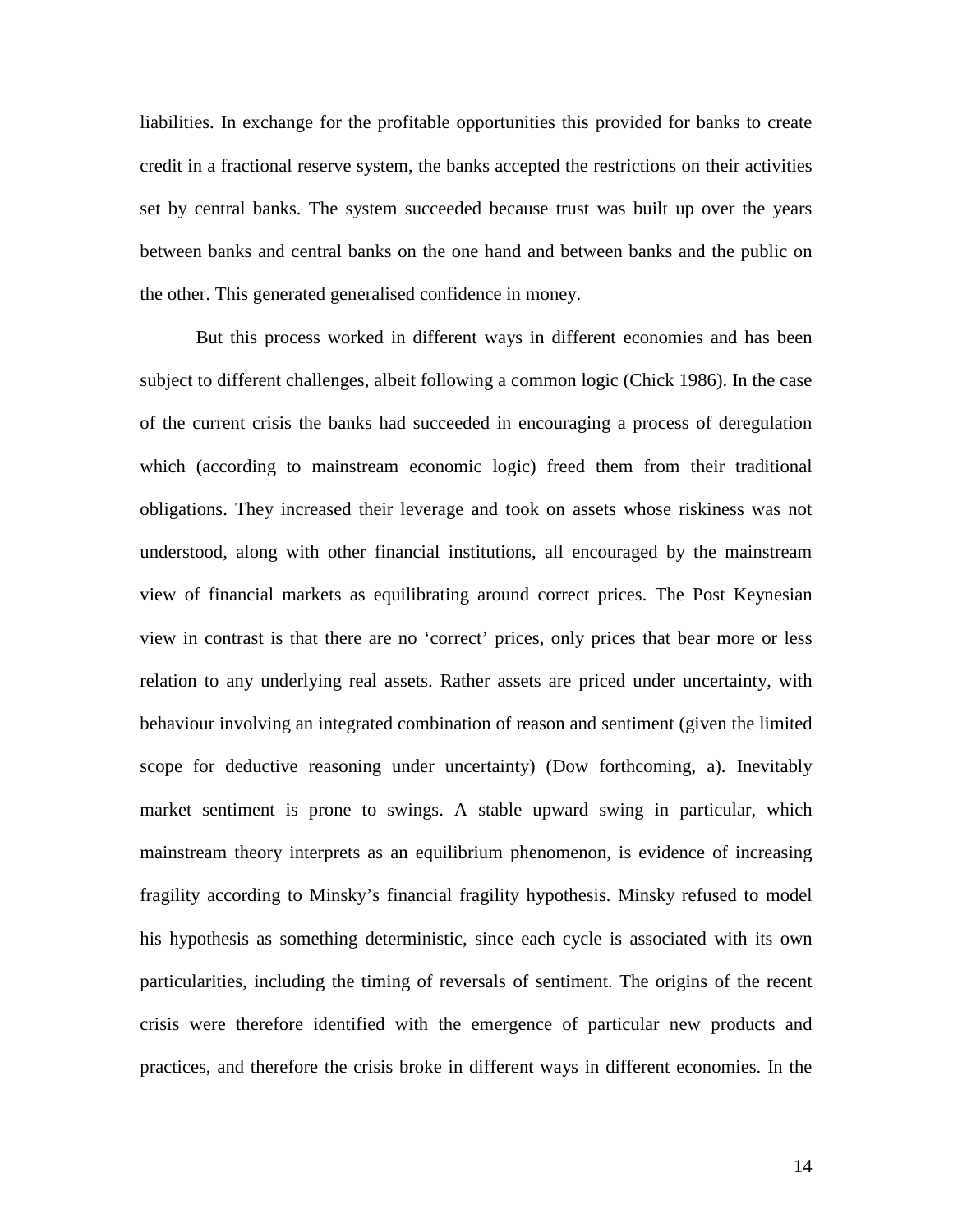liabilities. In exchange for the profitable opportunities this provided for banks to create credit in a fractional reserve system, the banks accepted the restrictions on their activities set by central banks. The system succeeded because trust was built up over the years between banks and central banks on the one hand and between banks and the public on the other. This generated generalised confidence in money.

But this process worked in different ways in different economies and has been subject to different challenges, albeit following a common logic (Chick 1986). In the case of the current crisis the banks had succeeded in encouraging a process of deregulation which (according to mainstream economic logic) freed them from their traditional obligations. They increased their leverage and took on assets whose riskiness was not understood, along with other financial institutions, all encouraged by the mainstream view of financial markets as equilibrating around correct prices. The Post Keynesian view in contrast is that there are no 'correct' prices, only prices that bear more or less relation to any underlying real assets. Rather assets are priced under uncertainty, with behaviour involving an integrated combination of reason and sentiment (given the limited scope for deductive reasoning under uncertainty) (Dow forthcoming, a). Inevitably market sentiment is prone to swings. A stable upward swing in particular, which mainstream theory interprets as an equilibrium phenomenon, is evidence of increasing fragility according to Minsky's financial fragility hypothesis. Minsky refused to model his hypothesis as something deterministic, since each cycle is associated with its own particularities, including the timing of reversals of sentiment. The origins of the recent crisis were therefore identified with the emergence of particular new products and practices, and therefore the crisis broke in different ways in different economies. In the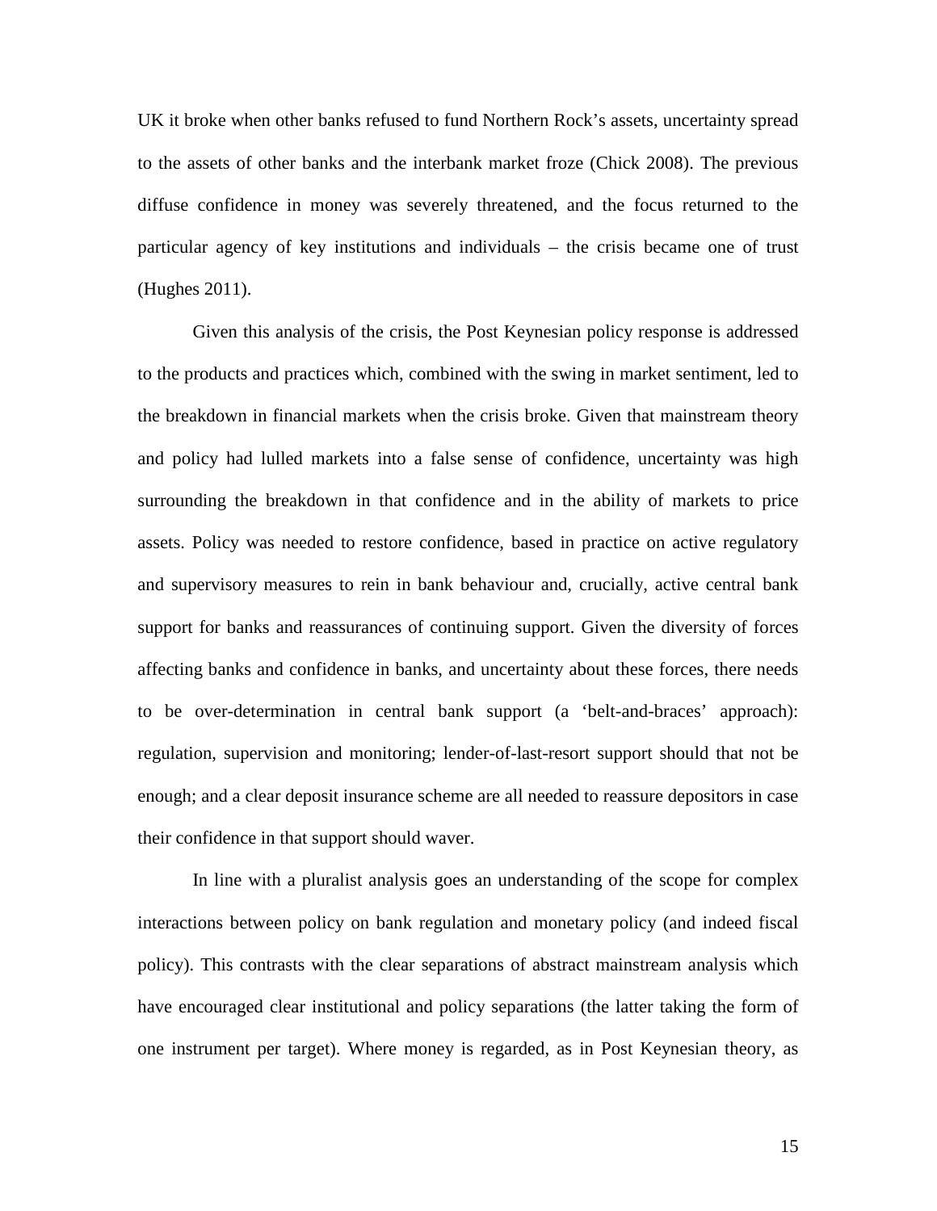UK it broke when other banks refused to fund Northern Rock's assets, uncertainty spread to the assets of other banks and the interbank market froze (Chick 2008). The previous diffuse confidence in money was severely threatened, and the focus returned to the particular agency of key institutions and individuals – the crisis became one of trust (Hughes 2011).

Given this analysis of the crisis, the Post Keynesian policy response is addressed to the products and practices which, combined with the swing in market sentiment, led to the breakdown in financial markets when the crisis broke. Given that mainstream theory and policy had lulled markets into a false sense of confidence, uncertainty was high surrounding the breakdown in that confidence and in the ability of markets to price assets. Policy was needed to restore confidence, based in practice on active regulatory and supervisory measures to rein in bank behaviour and, crucially, active central bank support for banks and reassurances of continuing support. Given the diversity of forces affecting banks and confidence in banks, and uncertainty about these forces, there needs to be over-determination in central bank support (a 'belt-and-braces' approach): regulation, supervision and monitoring; lender-of-last-resort support should that not be enough; and a clear deposit insurance scheme are all needed to reassure depositors in case their confidence in that support should waver.

In line with a pluralist analysis goes an understanding of the scope for complex interactions between policy on bank regulation and monetary policy (and indeed fiscal policy). This contrasts with the clear separations of abstract mainstream analysis which have encouraged clear institutional and policy separations (the latter taking the form of one instrument per target). Where money is regarded, as in Post Keynesian theory, as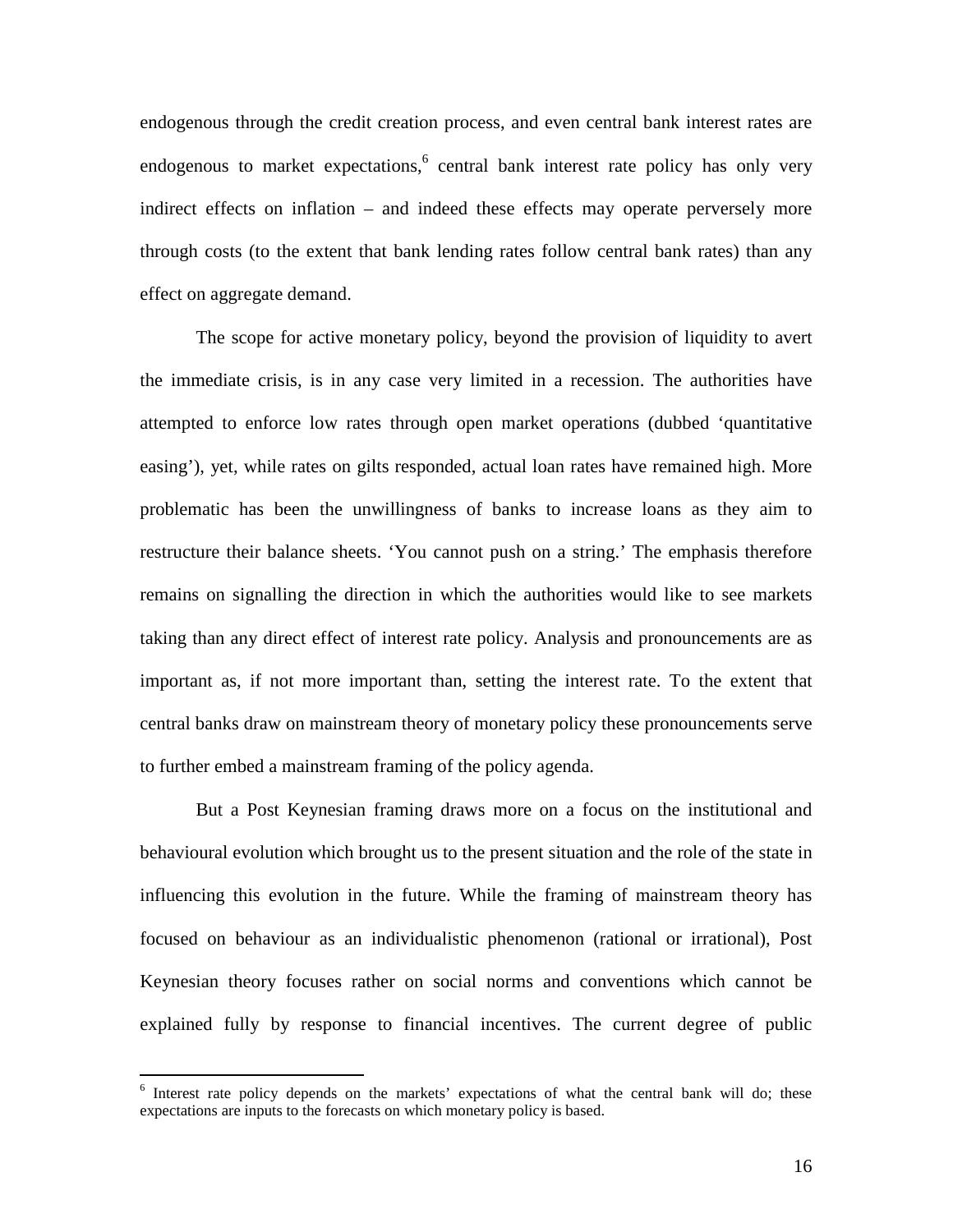endogenous through the credit creation process, and even central bank interest rates are endogenous to market expectations,[6] central bank interest rate policy has only very indirect effects on inflation – and indeed these effects may operate perversely more through costs (to the extent that bank lending rates follow central bank rates) than any effect on aggregate demand.

The scope for active monetary policy, beyond the provision of liquidity to avert the immediate crisis, is in any case very limited in a recession. The authorities have attempted to enforce low rates through open market operations (dubbed 'quantitative easing'), yet, while rates on gilts responded, actual loan rates have remained high. More problematic has been the unwillingness of banks to increase loans as they aim to restructure their balance sheets. 'You cannot push on a string.' The emphasis therefore remains on signalling the direction in which the authorities would like to see markets taking than any direct effect of interest rate policy. Analysis and pronouncements are as important as, if not more important than, setting the interest rate. To the extent that central banks draw on mainstream theory of monetary policy these pronouncements serve to further embed a mainstream framing of the policy agenda.

But a Post Keynesian framing draws more on a focus on the institutional and behavioural evolution which brought us to the present situation and the role of the state in influencing this evolution in the future. While the framing of mainstream theory has focused on behaviour as an individualistic phenomenon (rational or irrational), Post Keynesian theory focuses rather on social norms and conventions which cannot be explained fully by response to financial incentives. The current degree of public

---

[6] Interest rate policy depends on the markets' expectations of what the central bank will do; these expectations are inputs to the forecasts on which monetary policy is based.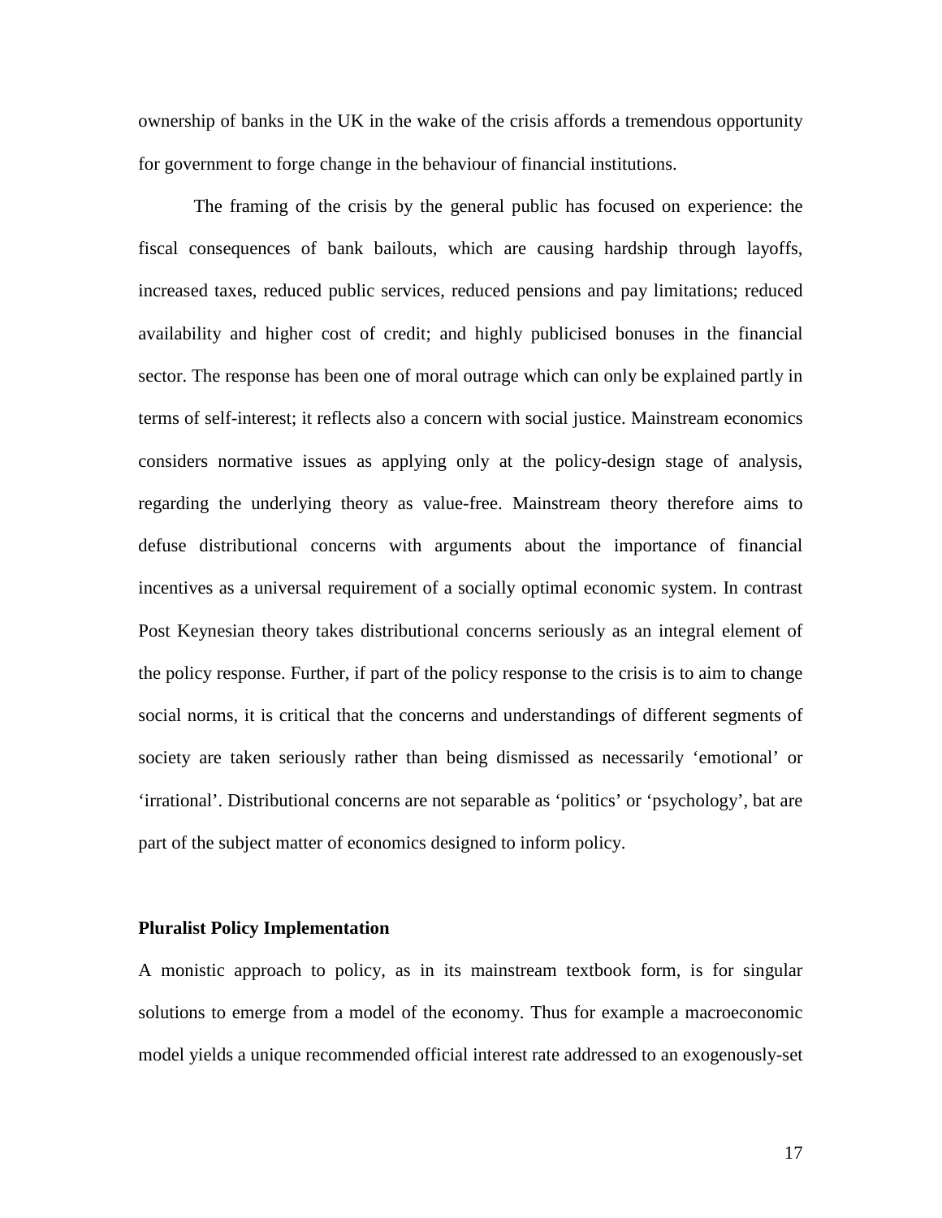ownership of banks in the UK in the wake of the crisis affords a tremendous opportunity for government to forge change in the behaviour of financial institutions.

The framing of the crisis by the general public has focused on experience: the fiscal consequences of bank bailouts, which are causing hardship through layoffs, increased taxes, reduced public services, reduced pensions and pay limitations; reduced availability and higher cost of credit; and highly publicised bonuses in the financial sector. The response has been one of moral outrage which can only be explained partly in terms of self-interest; it reflects also a concern with social justice. Mainstream economics considers normative issues as applying only at the policy-design stage of analysis, regarding the underlying theory as value-free. Mainstream theory therefore aims to defuse distributional concerns with arguments about the importance of financial incentives as a universal requirement of a socially optimal economic system. In contrast Post Keynesian theory takes distributional concerns seriously as an integral element of the policy response. Further, if part of the policy response to the crisis is to aim to change social norms, it is critical that the concerns and understandings of different segments of society are taken seriously rather than being dismissed as necessarily 'emotional' or 'irrational'. Distributional concerns are not separable as 'politics' or 'psychology', bat are part of the subject matter of economics designed to inform policy.

**Pluralist Policy Implementation**

A monistic approach to policy, as in its mainstream textbook form, is for singular solutions to emerge from a model of the economy. Thus for example a macroeconomic model yields a unique recommended official interest rate addressed to an exogenously-set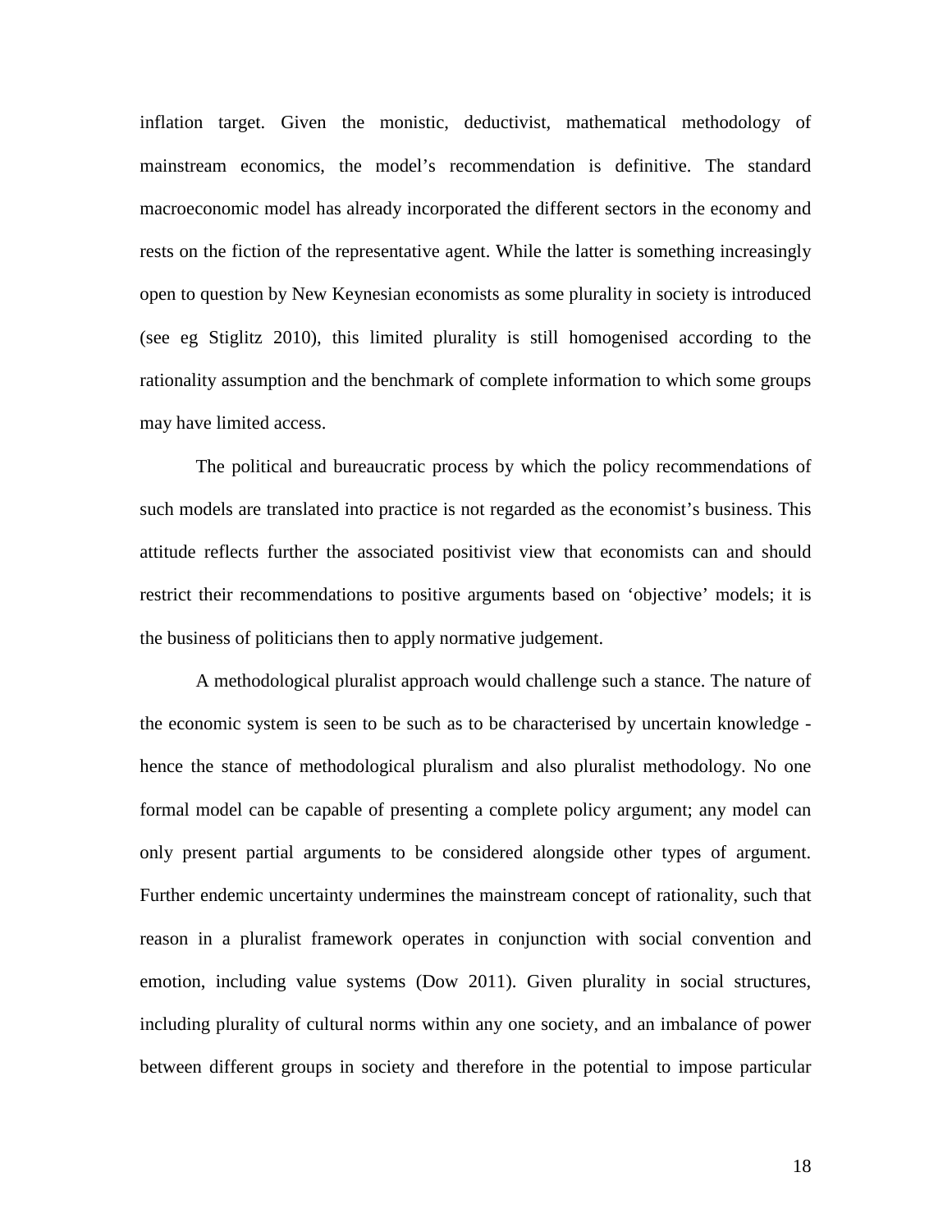inflation target. Given the monistic, deductivist, mathematical methodology of mainstream economics, the model's recommendation is definitive. The standard macroeconomic model has already incorporated the different sectors in the economy and rests on the fiction of the representative agent. While the latter is something increasingly open to question by New Keynesian economists as some plurality in society is introduced (see eg Stiglitz 2010), this limited plurality is still homogenised according to the rationality assumption and the benchmark of complete information to which some groups may have limited access.

The political and bureaucratic process by which the policy recommendations of such models are translated into practice is not regarded as the economist's business. This attitude reflects further the associated positivist view that economists can and should restrict their recommendations to positive arguments based on 'objective' models; it is the business of politicians then to apply normative judgement.

A methodological pluralist approach would challenge such a stance. The nature of the economic system is seen to be such as to be characterised by uncertain knowledge - hence the stance of methodological pluralism and also pluralist methodology. No one formal model can be capable of presenting a complete policy argument; any model can only present partial arguments to be considered alongside other types of argument. Further endemic uncertainty undermines the mainstream concept of rationality, such that reason in a pluralist framework operates in conjunction with social convention and emotion, including value systems (Dow 2011). Given plurality in social structures, including plurality of cultural norms within any one society, and an imbalance of power between different groups in society and therefore in the potential to impose particular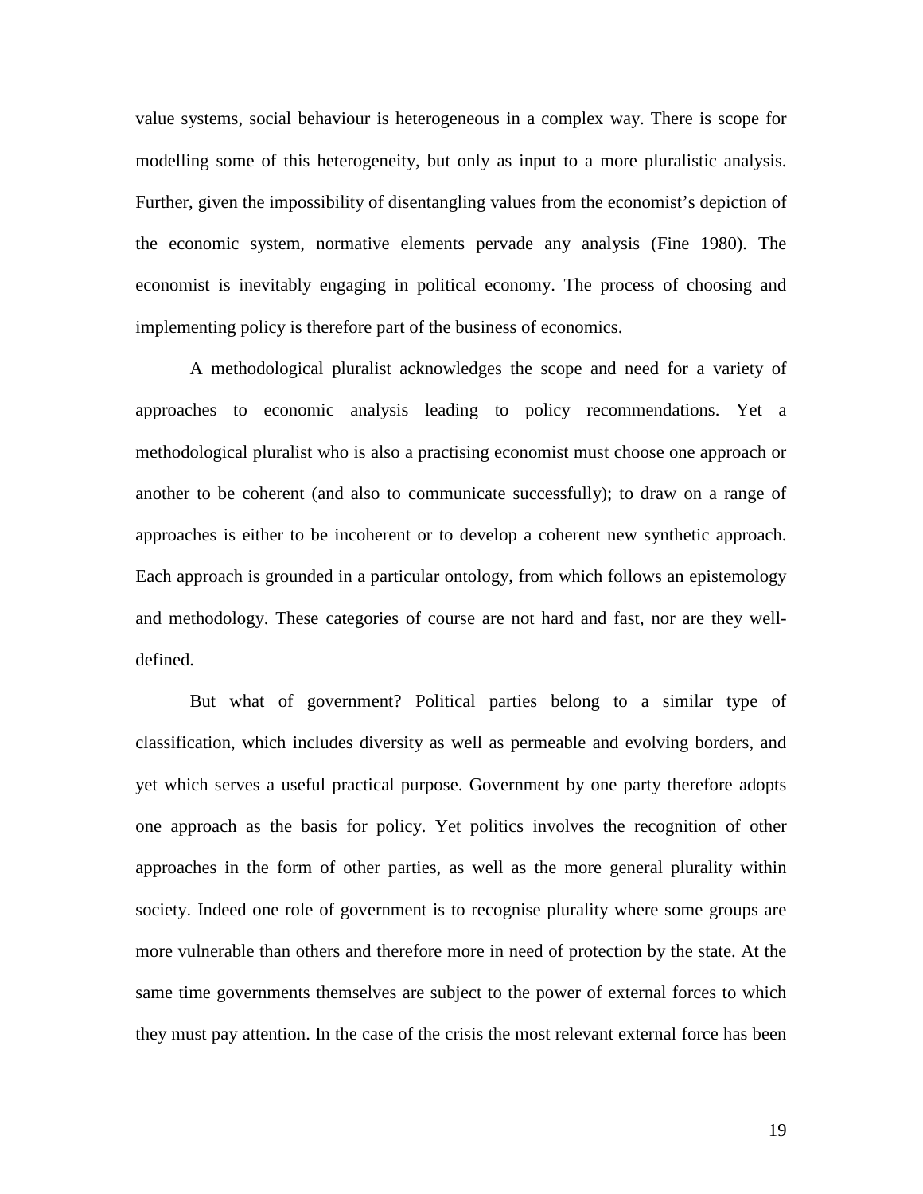value systems, social behaviour is heterogeneous in a complex way. There is scope for modelling some of this heterogeneity, but only as input to a more pluralistic analysis. Further, given the impossibility of disentangling values from the economist's depiction of the economic system, normative elements pervade any analysis (Fine 1980). The economist is inevitably engaging in political economy. The process of choosing and implementing policy is therefore part of the business of economics.

A methodological pluralist acknowledges the scope and need for a variety of approaches to economic analysis leading to policy recommendations. Yet a methodological pluralist who is also a practising economist must choose one approach or another to be coherent (and also to communicate successfully); to draw on a range of approaches is either to be incoherent or to develop a coherent new synthetic approach. Each approach is grounded in a particular ontology, from which follows an epistemology and methodology. These categories of course are not hard and fast, nor are they well-defined.

But what of government? Political parties belong to a similar type of classification, which includes diversity as well as permeable and evolving borders, and yet which serves a useful practical purpose. Government by one party therefore adopts one approach as the basis for policy. Yet politics involves the recognition of other approaches in the form of other parties, as well as the more general plurality within society. Indeed one role of government is to recognise plurality where some groups are more vulnerable than others and therefore more in need of protection by the state. At the same time governments themselves are subject to the power of external forces to which they must pay attention. In the case of the crisis the most relevant external force has been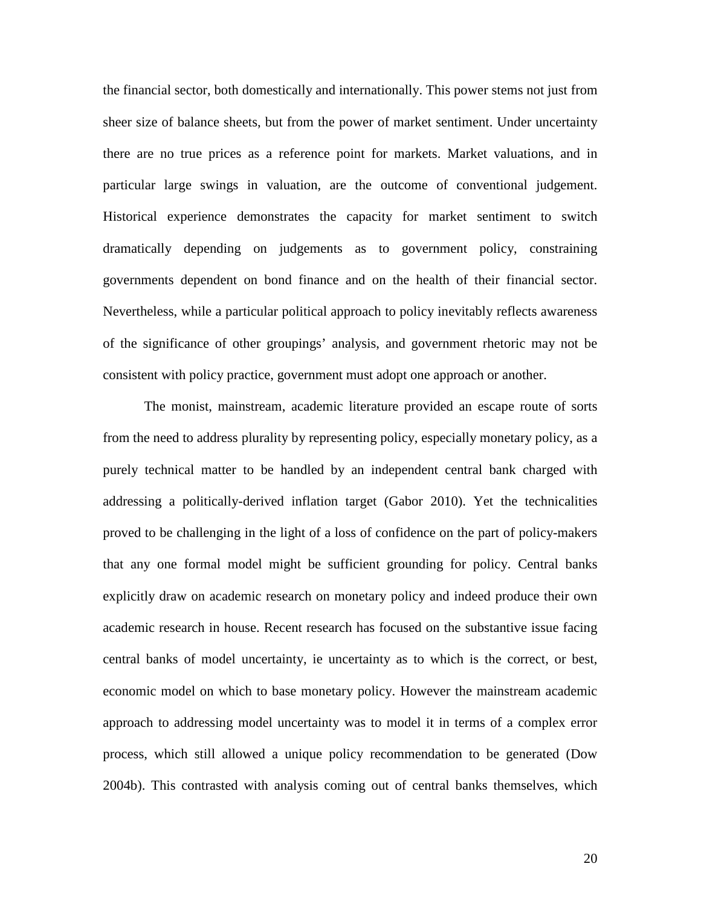the financial sector, both domestically and internationally. This power stems not just from sheer size of balance sheets, but from the power of market sentiment. Under uncertainty there are no true prices as a reference point for markets. Market valuations, and in particular large swings in valuation, are the outcome of conventional judgement. Historical experience demonstrates the capacity for market sentiment to switch dramatically depending on judgements as to government policy, constraining governments dependent on bond finance and on the health of their financial sector. Nevertheless, while a particular political approach to policy inevitably reflects awareness of the significance of other groupings' analysis, and government rhetoric may not be consistent with policy practice, government must adopt one approach or another.

The monist, mainstream, academic literature provided an escape route of sorts from the need to address plurality by representing policy, especially monetary policy, as a purely technical matter to be handled by an independent central bank charged with addressing a politically-derived inflation target (Gabor 2010). Yet the technicalities proved to be challenging in the light of a loss of confidence on the part of policy-makers that any one formal model might be sufficient grounding for policy. Central banks explicitly draw on academic research on monetary policy and indeed produce their own academic research in house. Recent research has focused on the substantive issue facing central banks of model uncertainty, ie uncertainty as to which is the correct, or best, economic model on which to base monetary policy. However the mainstream academic approach to addressing model uncertainty was to model it in terms of a complex error process, which still allowed a unique policy recommendation to be generated (Dow 2004b). This contrasted with analysis coming out of central banks themselves, which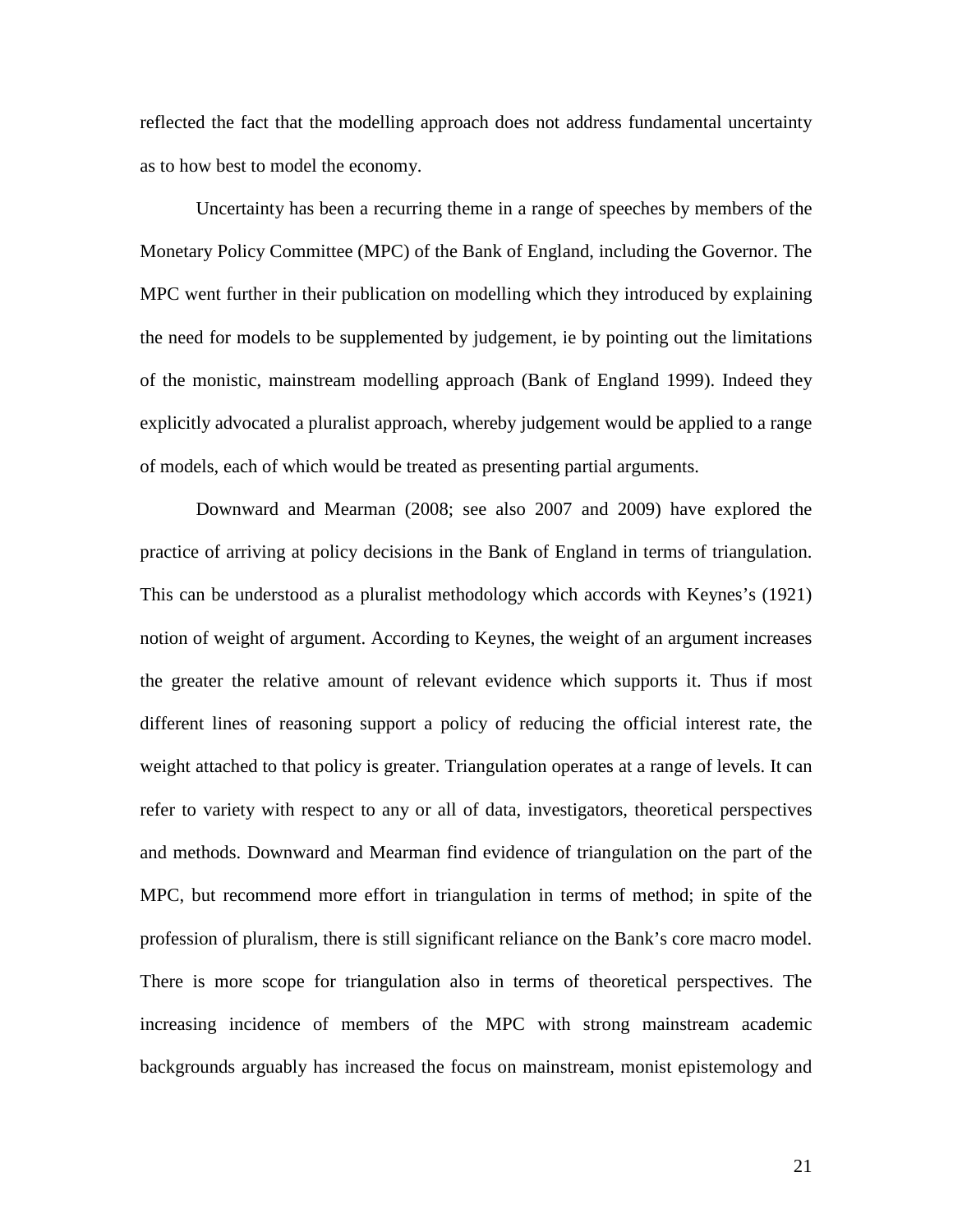reflected the fact that the modelling approach does not address fundamental uncertainty as to how best to model the economy.

Uncertainty has been a recurring theme in a range of speeches by members of the Monetary Policy Committee (MPC) of the Bank of England, including the Governor. The MPC went further in their publication on modelling which they introduced by explaining the need for models to be supplemented by judgement, ie by pointing out the limitations of the monistic, mainstream modelling approach (Bank of England 1999). Indeed they explicitly advocated a pluralist approach, whereby judgement would be applied to a range of models, each of which would be treated as presenting partial arguments.

Downward and Mearman (2008; see also 2007 and 2009) have explored the practice of arriving at policy decisions in the Bank of England in terms of triangulation. This can be understood as a pluralist methodology which accords with Keynes's (1921) notion of weight of argument. According to Keynes, the weight of an argument increases the greater the relative amount of relevant evidence which supports it. Thus if most different lines of reasoning support a policy of reducing the official interest rate, the weight attached to that policy is greater. Triangulation operates at a range of levels. It can refer to variety with respect to any or all of data, investigators, theoretical perspectives and methods. Downward and Mearman find evidence of triangulation on the part of the MPC, but recommend more effort in triangulation in terms of method; in spite of the profession of pluralism, there is still significant reliance on the Bank's core macro model. There is more scope for triangulation also in terms of theoretical perspectives. The increasing incidence of members of the MPC with strong mainstream academic backgrounds arguably has increased the focus on mainstream, monist epistemology and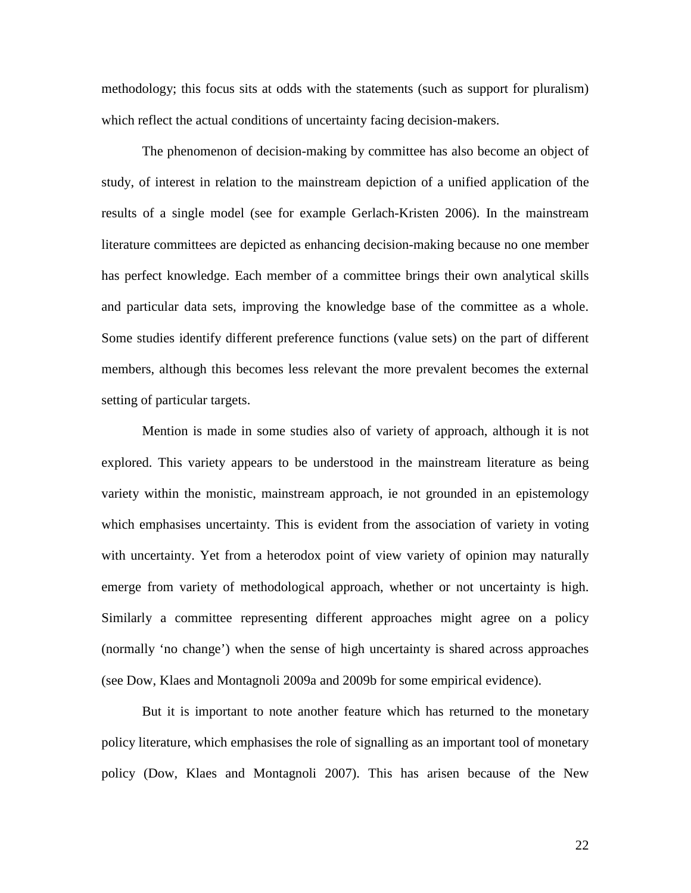methodology; this focus sits at odds with the statements (such as support for pluralism) which reflect the actual conditions of uncertainty facing decision-makers.

The phenomenon of decision-making by committee has also become an object of study, of interest in relation to the mainstream depiction of a unified application of the results of a single model (see for example Gerlach-Kristen 2006). In the mainstream literature committees are depicted as enhancing decision-making because no one member has perfect knowledge. Each member of a committee brings their own analytical skills and particular data sets, improving the knowledge base of the committee as a whole. Some studies identify different preference functions (value sets) on the part of different members, although this becomes less relevant the more prevalent becomes the external setting of particular targets.

Mention is made in some studies also of variety of approach, although it is not explored. This variety appears to be understood in the mainstream literature as being variety within the monistic, mainstream approach, ie not grounded in an epistemology which emphasises uncertainty. This is evident from the association of variety in voting with uncertainty. Yet from a heterodox point of view variety of opinion may naturally emerge from variety of methodological approach, whether or not uncertainty is high. Similarly a committee representing different approaches might agree on a policy (normally 'no change') when the sense of high uncertainty is shared across approaches (see Dow, Klaes and Montagnoli 2009a and 2009b for some empirical evidence).

But it is important to note another feature which has returned to the monetary policy literature, which emphasises the role of signalling as an important tool of monetary policy (Dow, Klaes and Montagnoli 2007). This has arisen because of the New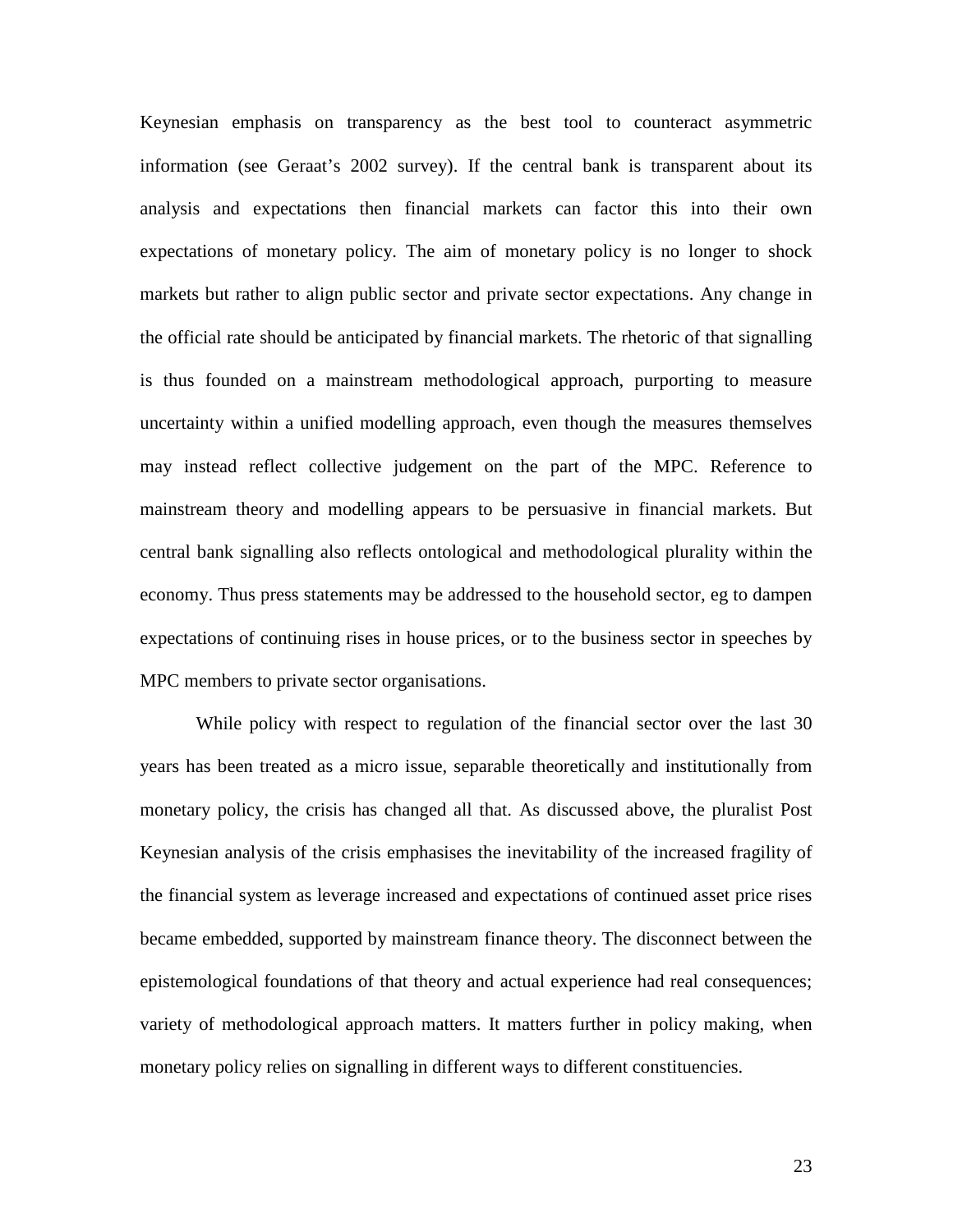Keynesian emphasis on transparency as the best tool to counteract asymmetric information (see Geraat's 2002 survey). If the central bank is transparent about its analysis and expectations then financial markets can factor this into their own expectations of monetary policy. The aim of monetary policy is no longer to shock markets but rather to align public sector and private sector expectations. Any change in the official rate should be anticipated by financial markets. The rhetoric of that signalling is thus founded on a mainstream methodological approach, purporting to measure uncertainty within a unified modelling approach, even though the measures themselves may instead reflect collective judgement on the part of the MPC. Reference to mainstream theory and modelling appears to be persuasive in financial markets. But central bank signalling also reflects ontological and methodological plurality within the economy. Thus press statements may be addressed to the household sector, eg to dampen expectations of continuing rises in house prices, or to the business sector in speeches by MPC members to private sector organisations.

While policy with respect to regulation of the financial sector over the last 30 years has been treated as a micro issue, separable theoretically and institutionally from monetary policy, the crisis has changed all that. As discussed above, the pluralist Post Keynesian analysis of the crisis emphasises the inevitability of the increased fragility of the financial system as leverage increased and expectations of continued asset price rises became embedded, supported by mainstream finance theory. The disconnect between the epistemological foundations of that theory and actual experience had real consequences; variety of methodological approach matters. It matters further in policy making, when monetary policy relies on signalling in different ways to different constituencies.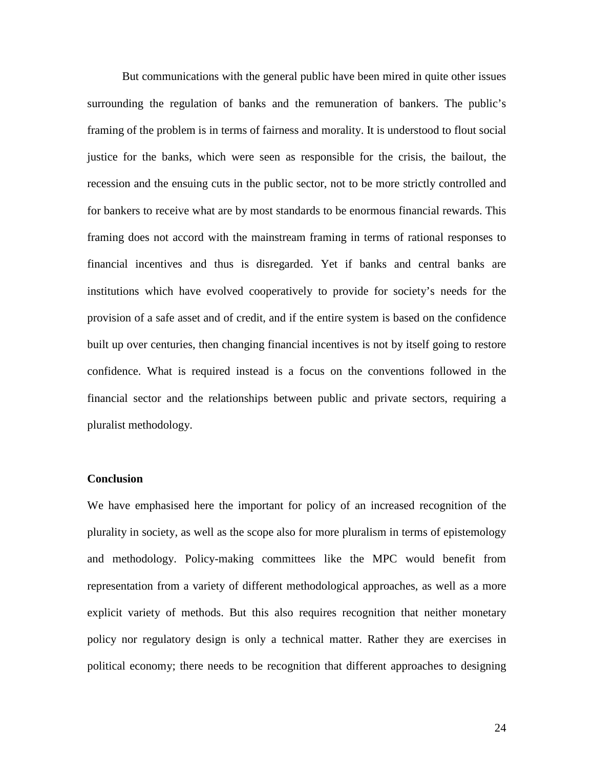But communications with the general public have been mired in quite other issues surrounding the regulation of banks and the remuneration of bankers. The public's framing of the problem is in terms of fairness and morality. It is understood to flout social justice for the banks, which were seen as responsible for the crisis, the bailout, the recession and the ensuing cuts in the public sector, not to be more strictly controlled and for bankers to receive what are by most standards to be enormous financial rewards. This framing does not accord with the mainstream framing in terms of rational responses to financial incentives and thus is disregarded. Yet if banks and central banks are institutions which have evolved cooperatively to provide for society's needs for the provision of a safe asset and of credit, and if the entire system is based on the confidence built up over centuries, then changing financial incentives is not by itself going to restore confidence. What is required instead is a focus on the conventions followed in the financial sector and the relationships between public and private sectors, requiring a pluralist methodology.

**Conclusion**

We have emphasised here the important for policy of an increased recognition of the plurality in society, as well as the scope also for more pluralism in terms of epistemology and methodology. Policy-making committees like the MPC would benefit from representation from a variety of different methodological approaches, as well as a more explicit variety of methods. But this also requires recognition that neither monetary policy nor regulatory design is only a technical matter. Rather they are exercises in political economy; there needs to be recognition that different approaches to designing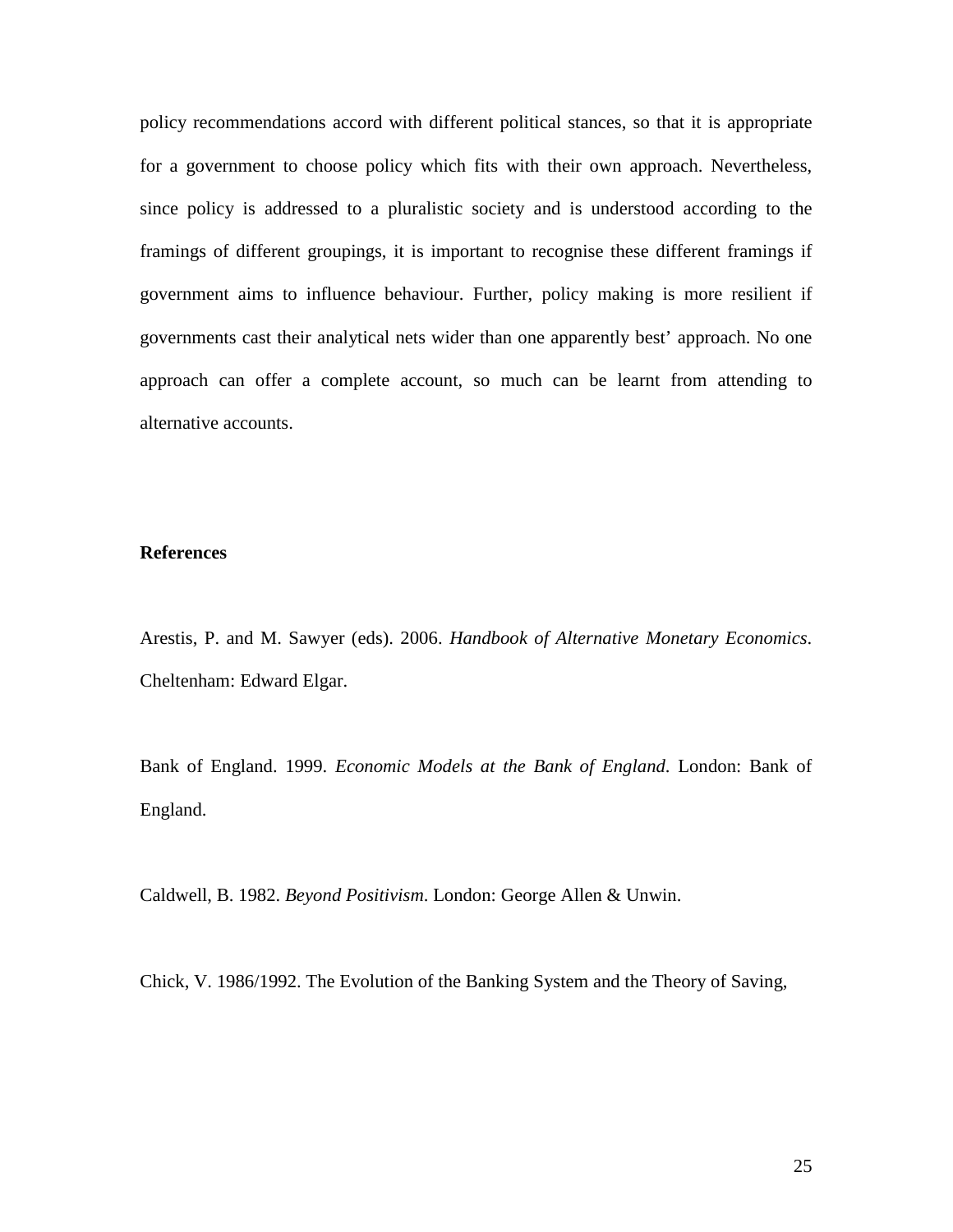policy recommendations accord with different political stances, so that it is appropriate for a government to choose policy which fits with their own approach. Nevertheless, since policy is addressed to a pluralistic society and is understood according to the framings of different groupings, it is important to recognise these different framings if government aims to influence behaviour. Further, policy making is more resilient if governments cast their analytical nets wider than one apparently best' approach. No one approach can offer a complete account, so much can be learnt from attending to alternative accounts.

**References**

Arestis, P. and M. Sawyer (eds). 2006. *Handbook of Alternative Monetary Economics*. Cheltenham: Edward Elgar.

Bank of England. 1999. *Economic Models at the Bank of England*. London: Bank of England.

Caldwell, B. 1982. *Beyond Positivism*. London: George Allen & Unwin.

Chick, V. 1986/1992. The Evolution of the Banking System and the Theory of Saving,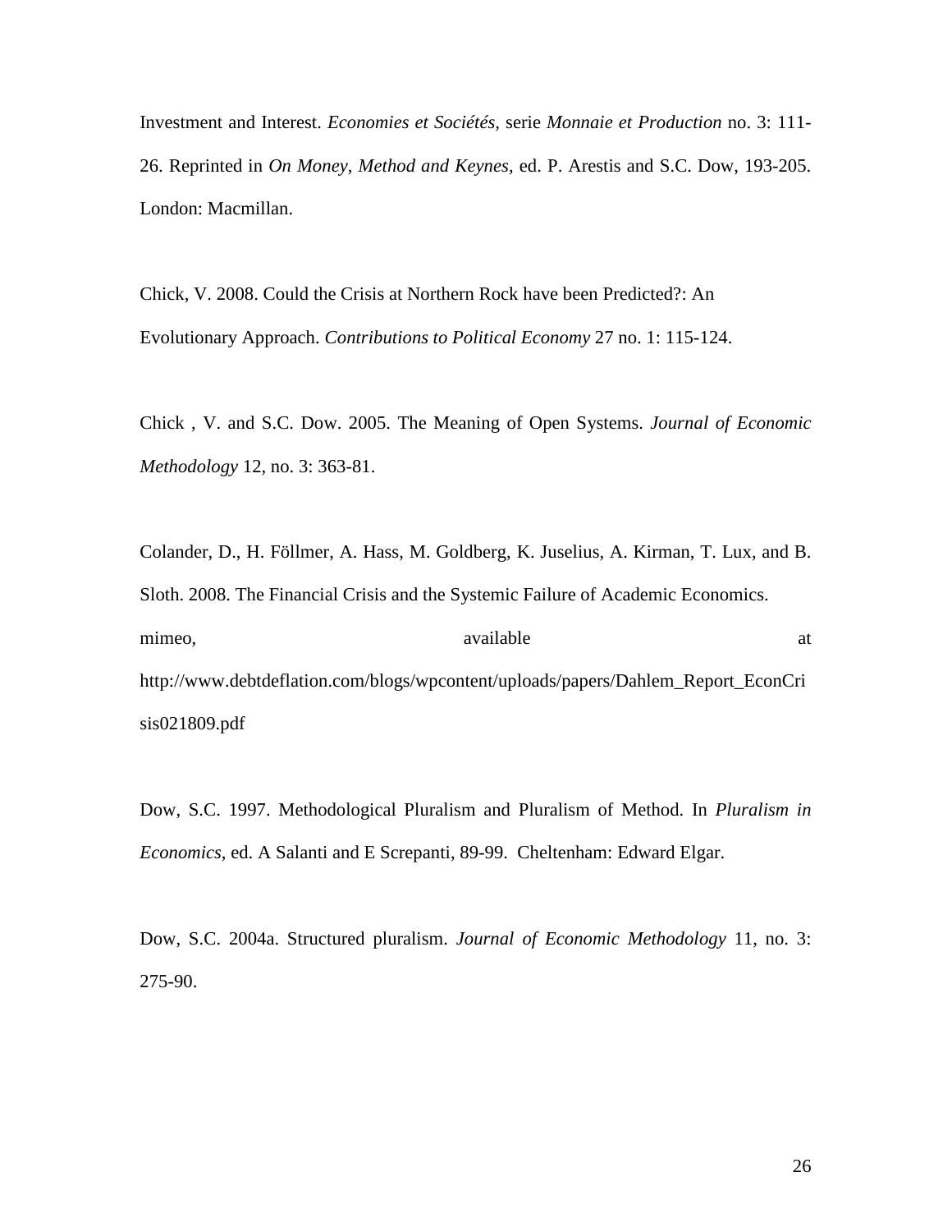Investment and Interest. *Economies et Sociétés,* serie *Monnaie et Production* no. 3: 111-26. Reprinted in *On Money, Method and Keynes,* ed. P. Arestis and S.C. Dow, 193-205. London: Macmillan.

Chick, V. 2008. Could the Crisis at Northern Rock have been Predicted?: An Evolutionary Approach. *Contributions to Political Economy* 27 no. 1: 115-124.

Chick , V. and S.C. Dow. 2005. The Meaning of Open Systems. *Journal of Economic Methodology* 12, no. 3: 363-81.

Colander, D., H. Föllmer, A. Hass, M. Goldberg, K. Juselius, A. Kirman, T. Lux, and B. Sloth. 2008. The Financial Crisis and the Systemic Failure of Academic Economics. mimeo, available at http://www.debtdeflation.com/blogs/wpcontent/uploads/papers/Dahlem_Report_EconCrisis021809.pdf

Dow, S.C. 1997. Methodological Pluralism and Pluralism of Method. In *Pluralism in Economics*, ed. A Salanti and E Screpanti, 89-99. Cheltenham: Edward Elgar.

Dow, S.C. 2004a. Structured pluralism. *Journal of Economic Methodology* 11, no. 3: 275-90.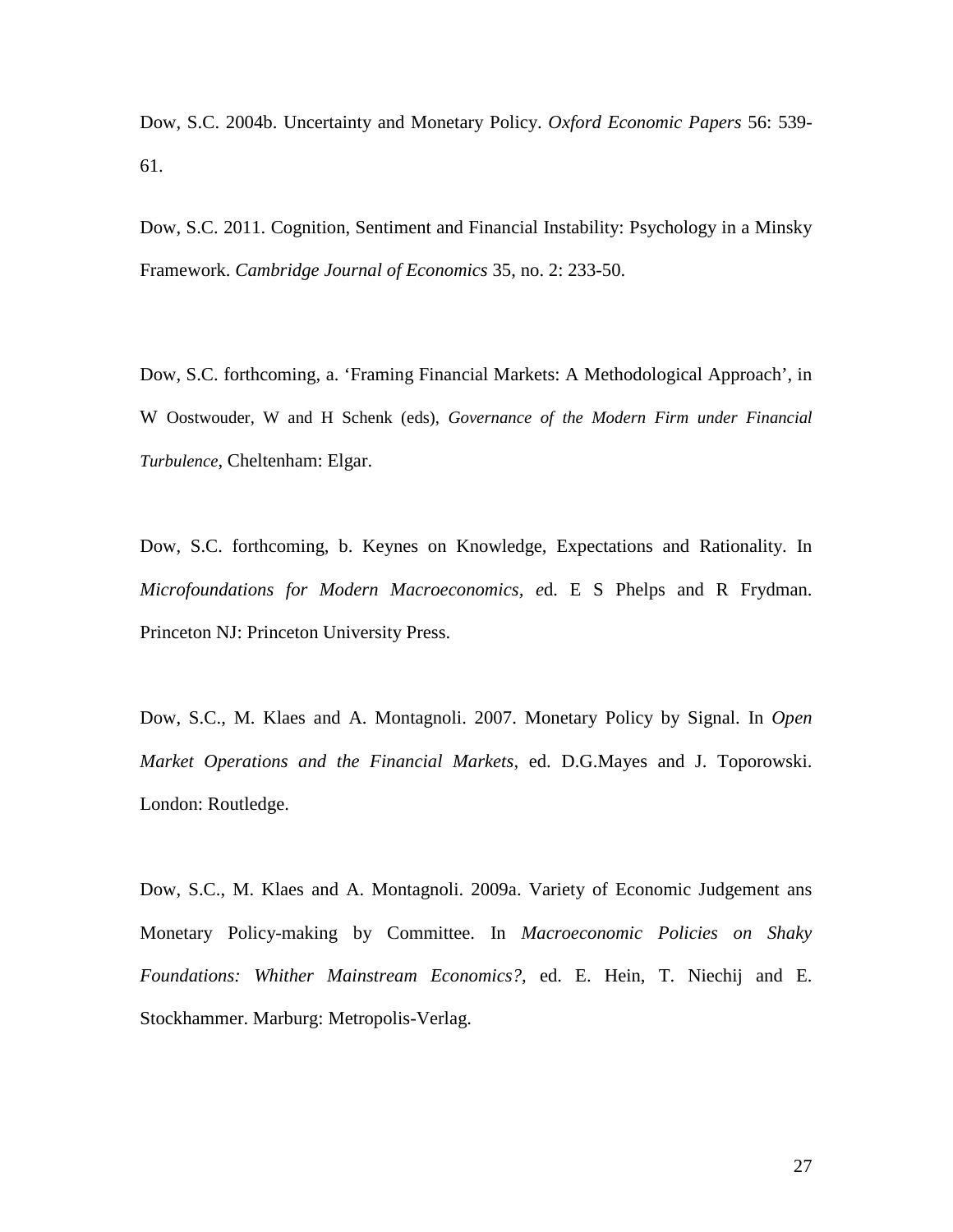Dow, S.C. 2004b. Uncertainty and Monetary Policy. *Oxford Economic Papers* 56: 539-61.

Dow, S.C. 2011. Cognition, Sentiment and Financial Instability: Psychology in a Minsky Framework. *Cambridge Journal of Economics* 35, no. 2: 233-50.

Dow, S.C. forthcoming, a. 'Framing Financial Markets: A Methodological Approach', in W Oostwouder, W and H Schenk (eds), *Governance of the Modern Firm under Financial Turbulence*, Cheltenham: Elgar.

Dow, S.C. forthcoming, b. Keynes on Knowledge, Expectations and Rationality. In *Microfoundations for Modern Macroeconomics*, ed. E S Phelps and R Frydman. Princeton NJ: Princeton University Press.

Dow, S.C., M. Klaes and A. Montagnoli. 2007. Monetary Policy by Signal. In *Open Market Operations and the Financial Markets*, ed. D.G.Mayes and J. Toporowski. London: Routledge.

Dow, S.C., M. Klaes and A. Montagnoli. 2009a. Variety of Economic Judgement ans Monetary Policy-making by Committee. In *Macroeconomic Policies on Shaky Foundations: Whither Mainstream Economics?*, ed. E. Hein, T. Niechij and E. Stockhammer. Marburg: Metropolis-Verlag.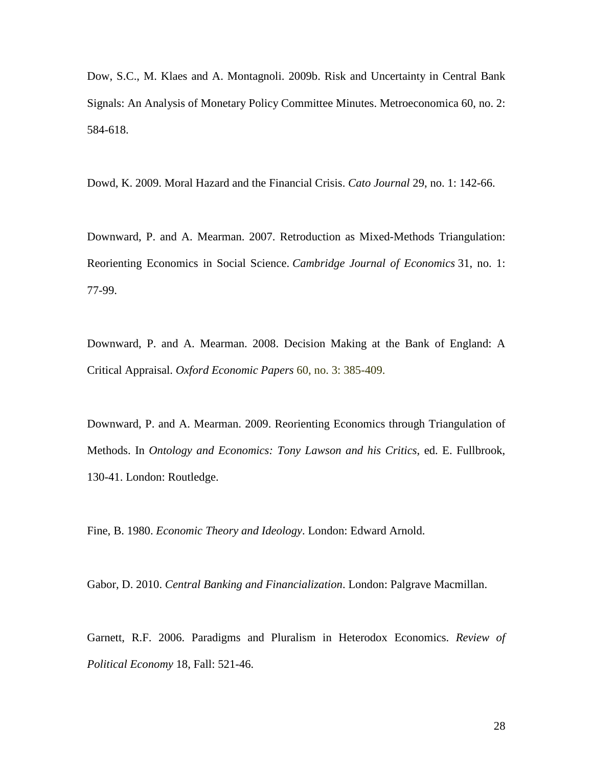Dow, S.C., M. Klaes and A. Montagnoli. 2009b. Risk and Uncertainty in Central Bank Signals: An Analysis of Monetary Policy Committee Minutes. Metroeconomica 60, no. 2: 584-618.

Dowd, K. 2009. Moral Hazard and the Financial Crisis. *Cato Journal* 29, no. 1: 142-66.

Downward, P. and A. Mearman. 2007. Retroduction as Mixed-Methods Triangulation: Reorienting Economics in Social Science. *Cambridge Journal of Economics* 31, no. 1: 77-99.

Downward, P. and A. Mearman. 2008. Decision Making at the Bank of England: A Critical Appraisal. *Oxford Economic Papers* 60, no. 3: 385-409.

Downward, P. and A. Mearman. 2009. Reorienting Economics through Triangulation of Methods. In *Ontology and Economics: Tony Lawson and his Critics*, ed. E. Fullbrook, 130-41. London: Routledge.

Fine, B. 1980. *Economic Theory and Ideology*. London: Edward Arnold.

Gabor, D. 2010. *Central Banking and Financialization*. London: Palgrave Macmillan.

Garnett, R.F. 2006. Paradigms and Pluralism in Heterodox Economics. *Review of Political Economy* 18, Fall: 521-46.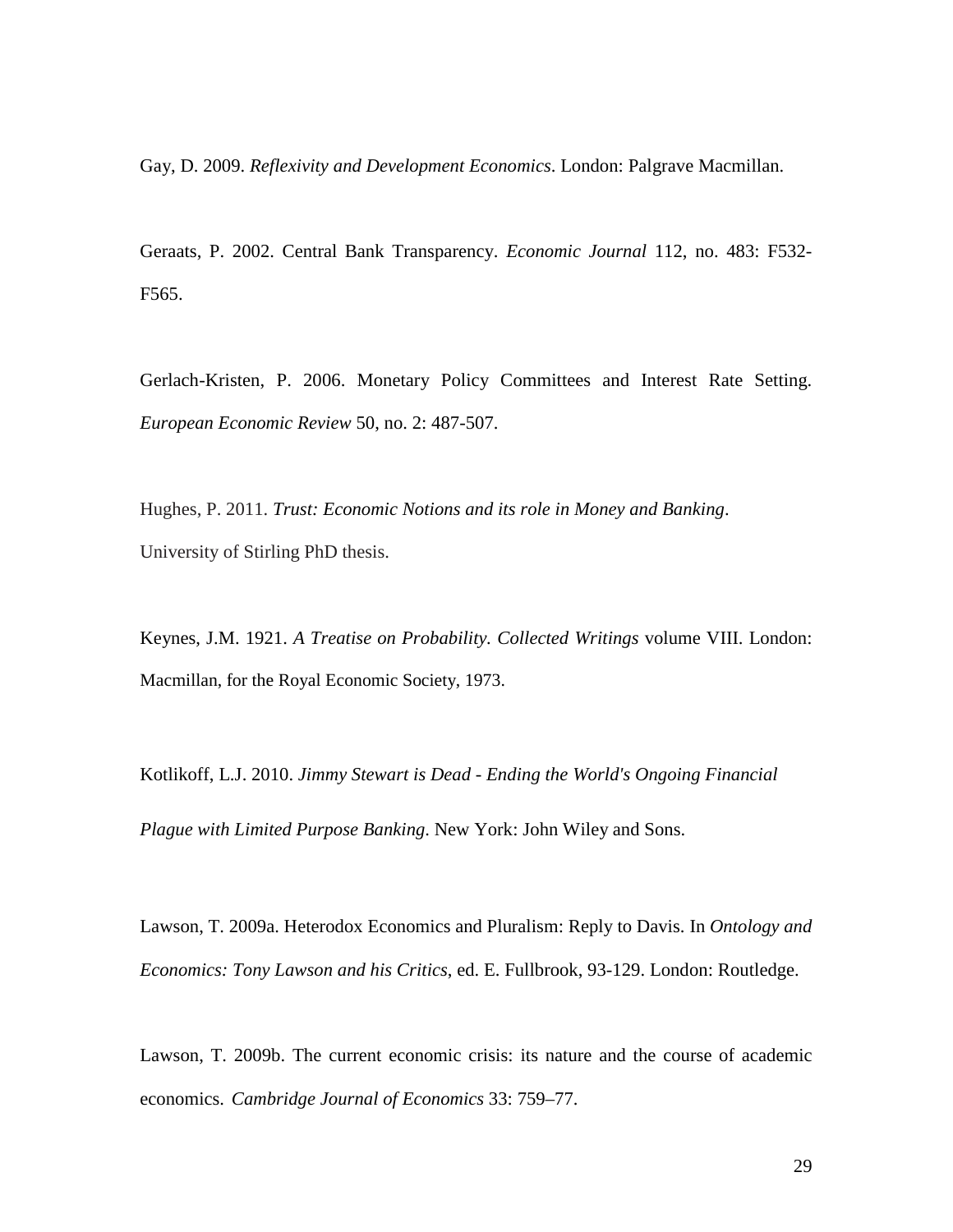Gay, D. 2009. *Reflexivity and Development Economics*. London: Palgrave Macmillan.

Geraats, P. 2002. Central Bank Transparency. *Economic Journal* 112, no. 483: F532-F565.

Gerlach-Kristen, P. 2006. Monetary Policy Committees and Interest Rate Setting. *European Economic Review* 50, no. 2: 487-507.

Hughes, P. 2011. *Trust: Economic Notions and its role in Money and Banking*. University of Stirling PhD thesis.

Keynes, J.M. 1921. *A Treatise on Probability. Collected Writings* volume VIII. London: Macmillan, for the Royal Economic Society, 1973.

Kotlikoff, L.J. 2010. *Jimmy Stewart is Dead - Ending the World's Ongoing Financial Plague with Limited Purpose Banking*. New York: John Wiley and Sons.

Lawson, T. 2009a. Heterodox Economics and Pluralism: Reply to Davis. In *Ontology and Economics: Tony Lawson and his Critics*, ed. E. Fullbrook, 93-129. London: Routledge.

Lawson, T. 2009b. The current economic crisis: its nature and the course of academic economics. *Cambridge Journal of Economics* 33: 759–77.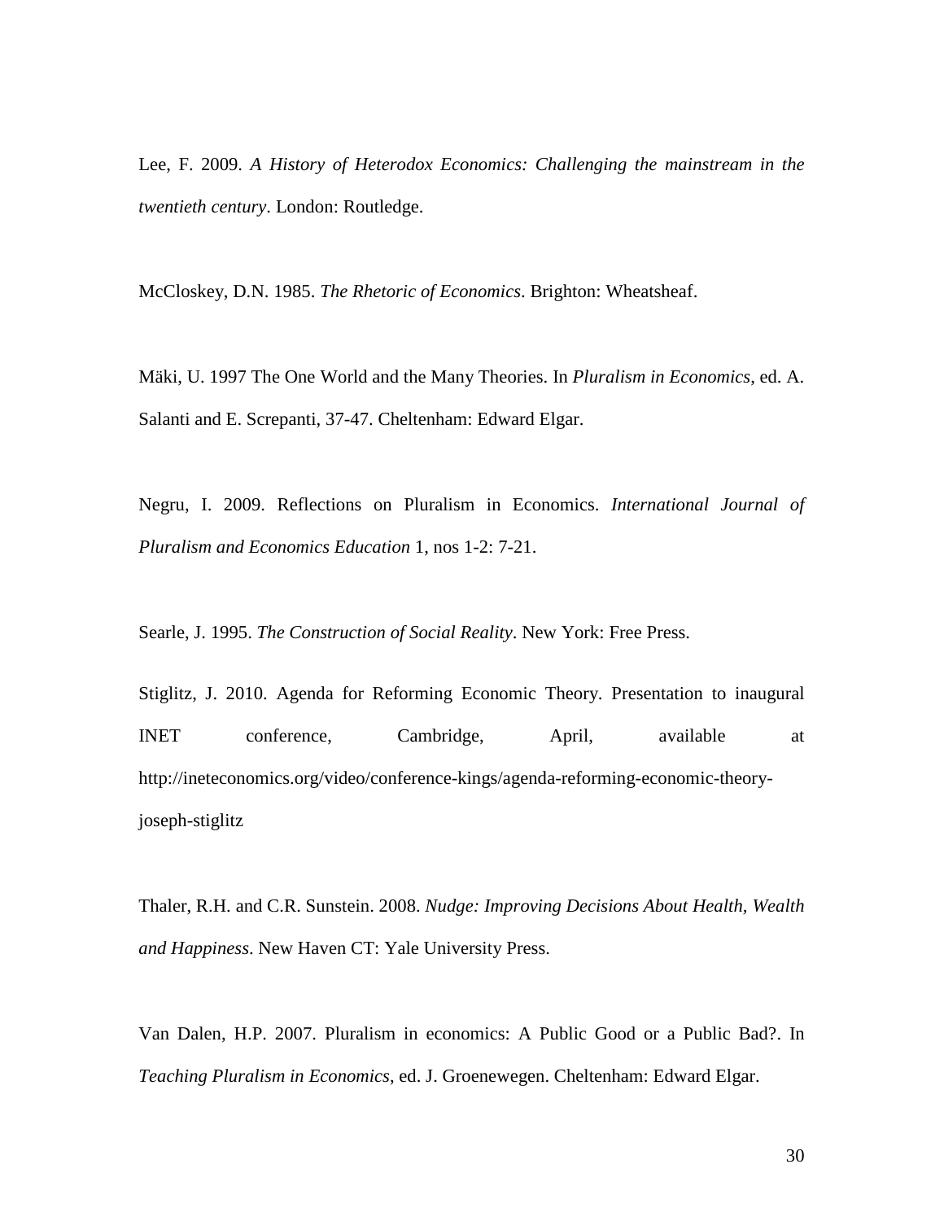Lee, F. 2009. *A History of Heterodox Economics: Challenging the mainstream in the twentieth century*. London: Routledge.

McCloskey, D.N. 1985. *The Rhetoric of Economics*. Brighton: Wheatsheaf.

Mäki, U. 1997 The One World and the Many Theories. In *Pluralism in Economics*, ed. A. Salanti and E. Screpanti, 37-47. Cheltenham: Edward Elgar.

Negru, I. 2009. Reflections on Pluralism in Economics. *International Journal of Pluralism and Economics Education* 1, nos 1-2: 7-21.

Searle, J. 1995. *The Construction of Social Reality*. New York: Free Press.

Stiglitz, J. 2010. Agenda for Reforming Economic Theory. Presentation to inaugural INET conference, Cambridge, April, available at http://ineteconomics.org/video/conference-kings/agenda-reforming-economic-theory-joseph-stiglitz

Thaler, R.H. and C.R. Sunstein. 2008. *Nudge: Improving Decisions About Health, Wealth and Happiness*. New Haven CT: Yale University Press.

Van Dalen, H.P. 2007. Pluralism in economics: A Public Good or a Public Bad?. In *Teaching Pluralism in Economics*, ed. J. Groenewegen. Cheltenham: Edward Elgar.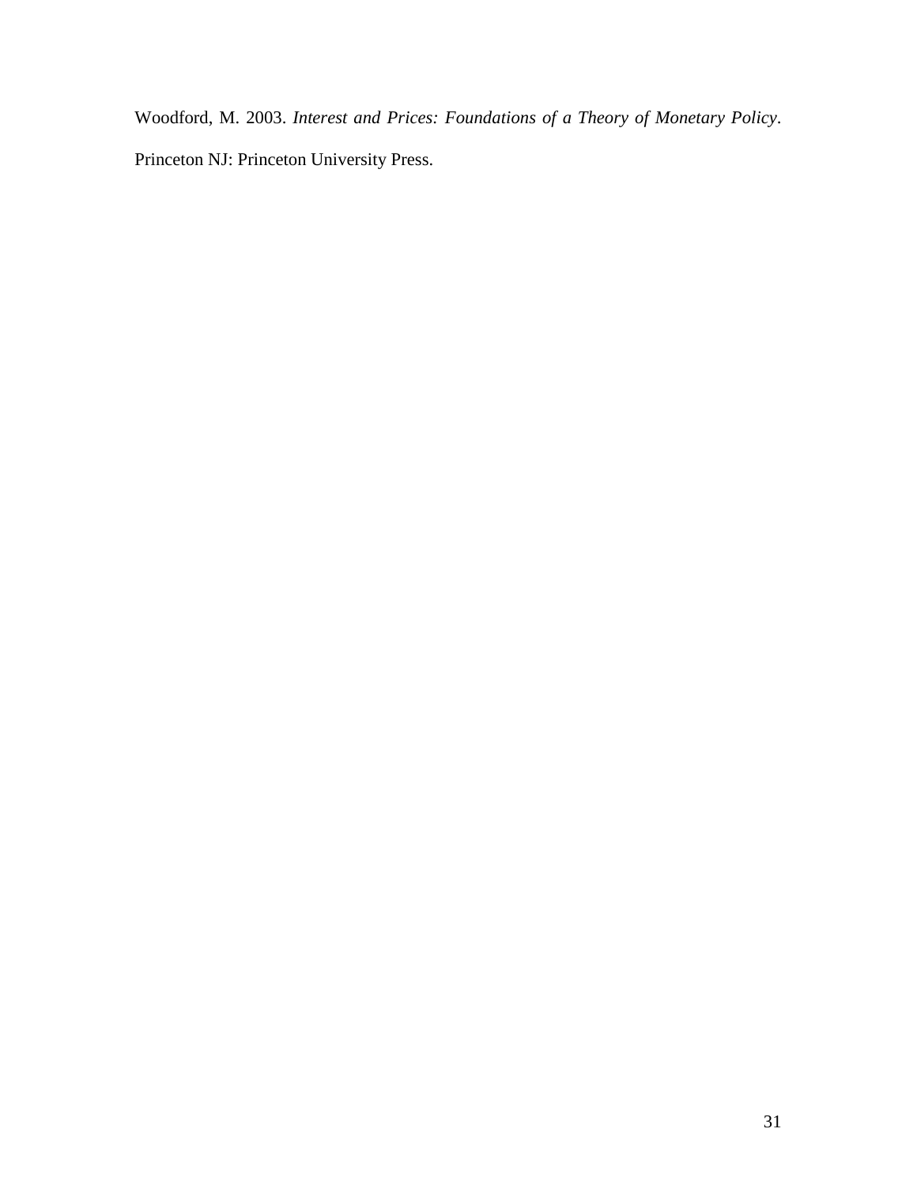Woodford, M. 2003. *Interest and Prices: Foundations of a Theory of Monetary Policy*. Princeton NJ: Princeton University Press.